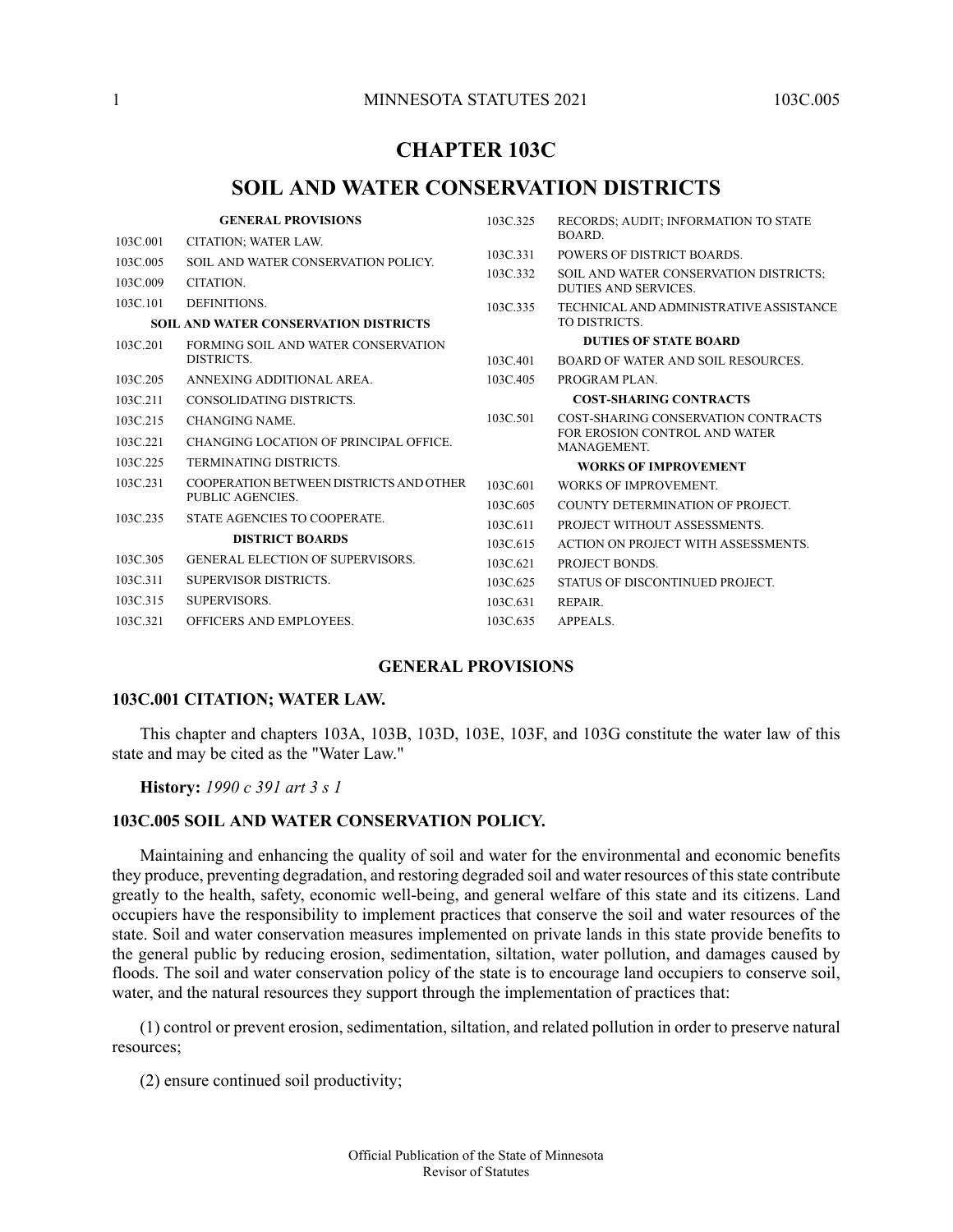# CHAPTER 103C

# SOIL AND WATER CONSERVATION DISTRICTS

| | |
|---|---|
| | **GENERAL PROVISIONS** |
| 103C.001 | CITATION; WATER LAW. |
| 103C.005 | SOIL AND WATER CONSERVATION POLICY. |
| 103C.009 | CITATION. |
| 103C.101 | DEFINITIONS. |
| | **SOIL AND WATER CONSERVATION DISTRICTS** |
| 103C.201 | FORMING SOIL AND WATER CONSERVATION DISTRICTS. |
| 103C.205 | ANNEXING ADDITIONAL AREA. |
| 103C.211 | CONSOLIDATING DISTRICTS. |
| 103C.215 | CHANGING NAME. |
| 103C.221 | CHANGING LOCATION OF PRINCIPAL OFFICE. |
| 103C.225 | TERMINATING DISTRICTS. |
| 103C.231 | COOPERATION BETWEEN DISTRICTS AND OTHER PUBLIC AGENCIES. |
| 103C.235 | STATE AGENCIES TO COOPERATE. |
| | **DISTRICT BOARDS** |
| 103C.305 | GENERAL ELECTION OF SUPERVISORS. |
| 103C.311 | SUPERVISOR DISTRICTS. |
| 103C.315 | SUPERVISORS. |
| 103C.321 | OFFICERS AND EMPLOYEES. |
| 103C.325 | RECORDS; AUDIT; INFORMATION TO STATE BOARD. |
| 103C.331 | POWERS OF DISTRICT BOARDS. |
| 103C.332 | SOIL AND WATER CONSERVATION DISTRICTS; DUTIES AND SERVICES. |
| 103C.335 | TECHNICAL AND ADMINISTRATIVE ASSISTANCE TO DISTRICTS. |
| | **DUTIES OF STATE BOARD** |
| 103C.401 | BOARD OF WATER AND SOIL RESOURCES. |
| 103C.405 | PROGRAM PLAN. |
| | **COST-SHARING CONTRACTS** |
| 103C.501 | COST-SHARING CONSERVATION CONTRACTS FOR EROSION CONTROL AND WATER MANAGEMENT. |
| | **WORKS OF IMPROVEMENT** |
| 103C.601 | WORKS OF IMPROVEMENT. |
| 103C.605 | COUNTY DETERMINATION OF PROJECT. |
| 103C.611 | PROJECT WITHOUT ASSESSMENTS. |
| 103C.615 | ACTION ON PROJECT WITH ASSESSMENTS. |
| 103C.621 | PROJECT BONDS. |
| 103C.625 | STATUS OF DISCONTINUED PROJECT. |
| 103C.631 | REPAIR. |
| 103C.635 | APPEALS. |

## GENERAL PROVISIONS

### 103C.001 CITATION; WATER LAW.

This chapter and chapters 103A, 103B, 103D, 103E, 103F, and 103G constitute the water law of this state and may be cited as the "Water Law."

**History:** *1990 c 391 art 3 s 1*

### 103C.005 SOIL AND WATER CONSERVATION POLICY.

Maintaining and enhancing the quality of soil and water for the environmental and economic benefits they produce, preventing degradation, and restoring degraded soil and water resources of this state contribute greatly to the health, safety, economic well-being, and general welfare of this state and its citizens. Land occupiers have the responsibility to implement practices that conserve the soil and water resources of the state. Soil and water conservation measures implemented on private lands in this state provide benefits to the general public by reducing erosion, sedimentation, siltation, water pollution, and damages caused by floods. The soil and water conservation policy of the state is to encourage land occupiers to conserve soil, water, and the natural resources they support through the implementation of practices that:

(1) control or prevent erosion, sedimentation, siltation, and related pollution in order to preserve natural resources;

(2) ensure continued soil productivity;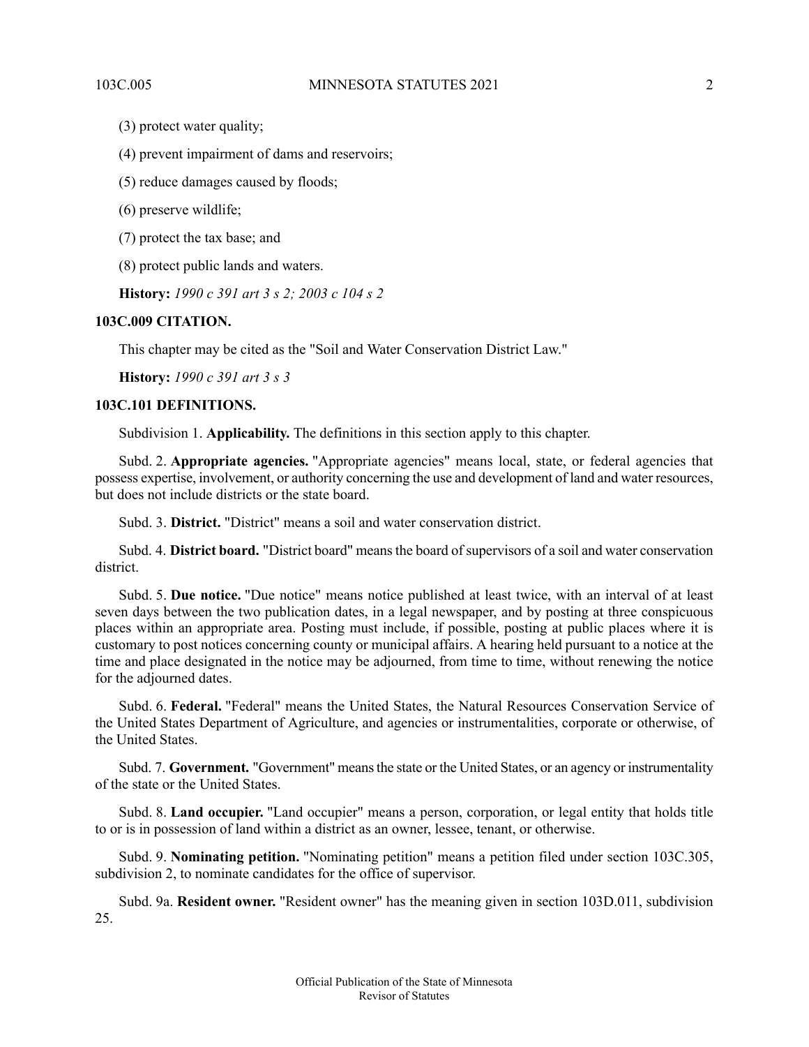(3) protect water quality;

(4) prevent impairment of dams and reservoirs;

(5) reduce damages caused by floods;

(6) preserve wildlife;

(7) protect the tax base; and

(8) protect public lands and waters.

**History:** *1990 c 391 art 3 s 2; 2003 c 104 s 2*

### 103C.009 CITATION.

This chapter may be cited as the "Soil and Water Conservation District Law."

**History:** *1990 c 391 art 3 s 3*

### 103C.101 DEFINITIONS.

Subdivision 1. **Applicability.** The definitions in this section apply to this chapter.

Subd. 2. **Appropriate agencies.** "Appropriate agencies" means local, state, or federal agencies that possess expertise, involvement, or authority concerning the use and development of land and water resources, but does not include districts or the state board.

Subd. 3. **District.** "District" means a soil and water conservation district.

Subd. 4. **District board.** "District board" means the board of supervisors of a soil and water conservation district.

Subd. 5. **Due notice.** "Due notice" means notice published at least twice, with an interval of at least seven days between the two publication dates, in a legal newspaper, and by posting at three conspicuous places within an appropriate area. Posting must include, if possible, posting at public places where it is customary to post notices concerning county or municipal affairs. A hearing held pursuant to a notice at the time and place designated in the notice may be adjourned, from time to time, without renewing the notice for the adjourned dates.

Subd. 6. **Federal.** "Federal" means the United States, the Natural Resources Conservation Service of the United States Department of Agriculture, and agencies or instrumentalities, corporate or otherwise, of the United States.

Subd. 7. **Government.** "Government" means the state or the United States, or an agency or instrumentality of the state or the United States.

Subd. 8. **Land occupier.** "Land occupier" means a person, corporation, or legal entity that holds title to or is in possession of land within a district as an owner, lessee, tenant, or otherwise.

Subd. 9. **Nominating petition.** "Nominating petition" means a petition filed under section 103C.305, subdivision 2, to nominate candidates for the office of supervisor.

Subd. 9a. **Resident owner.** "Resident owner" has the meaning given in section 103D.011, subdivision 25.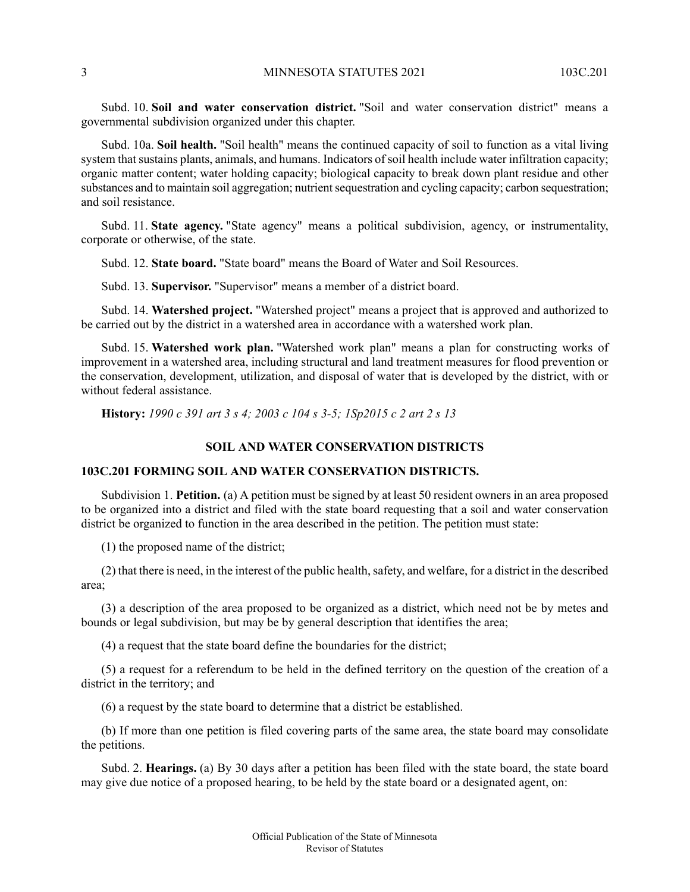Subd. 10. **Soil and water conservation district.** "Soil and water conservation district" means a governmental subdivision organized under this chapter.

Subd. 10a. **Soil health.** "Soil health" means the continued capacity of soil to function as a vital living system that sustains plants, animals, and humans. Indicators of soil health include water infiltration capacity; organic matter content; water holding capacity; biological capacity to break down plant residue and other substances and to maintain soil aggregation; nutrient sequestration and cycling capacity; carbon sequestration; and soil resistance.

Subd. 11. **State agency.** "State agency" means a political subdivision, agency, or instrumentality, corporate or otherwise, of the state.

Subd. 12. **State board.** "State board" means the Board of Water and Soil Resources.

Subd. 13. **Supervisor.** "Supervisor" means a member of a district board.

Subd. 14. **Watershed project.** "Watershed project" means a project that is approved and authorized to be carried out by the district in a watershed area in accordance with a watershed work plan.

Subd. 15. **Watershed work plan.** "Watershed work plan" means a plan for constructing works of improvement in a watershed area, including structural and land treatment measures for flood prevention or the conservation, development, utilization, and disposal of water that is developed by the district, with or without federal assistance.

**History:** *1990 c 391 art 3 s 4; 2003 c 104 s 3-5; 1Sp2015 c 2 art 2 s 13*

## SOIL AND WATER CONSERVATION DISTRICTS

### 103C.201 FORMING SOIL AND WATER CONSERVATION DISTRICTS.

Subdivision 1. **Petition.** (a) A petition must be signed by at least 50 resident owners in an area proposed to be organized into a district and filed with the state board requesting that a soil and water conservation district be organized to function in the area described in the petition. The petition must state:

(1) the proposed name of the district;

(2) that there is need, in the interest of the public health, safety, and welfare, for a district in the described area;

(3) a description of the area proposed to be organized as a district, which need not be by metes and bounds or legal subdivision, but may be by general description that identifies the area;

(4) a request that the state board define the boundaries for the district;

(5) a request for a referendum to be held in the defined territory on the question of the creation of a district in the territory; and

(6) a request by the state board to determine that a district be established.

(b) If more than one petition is filed covering parts of the same area, the state board may consolidate the petitions.

Subd. 2. **Hearings.** (a) By 30 days after a petition has been filed with the state board, the state board may give due notice of a proposed hearing, to be held by the state board or a designated agent, on: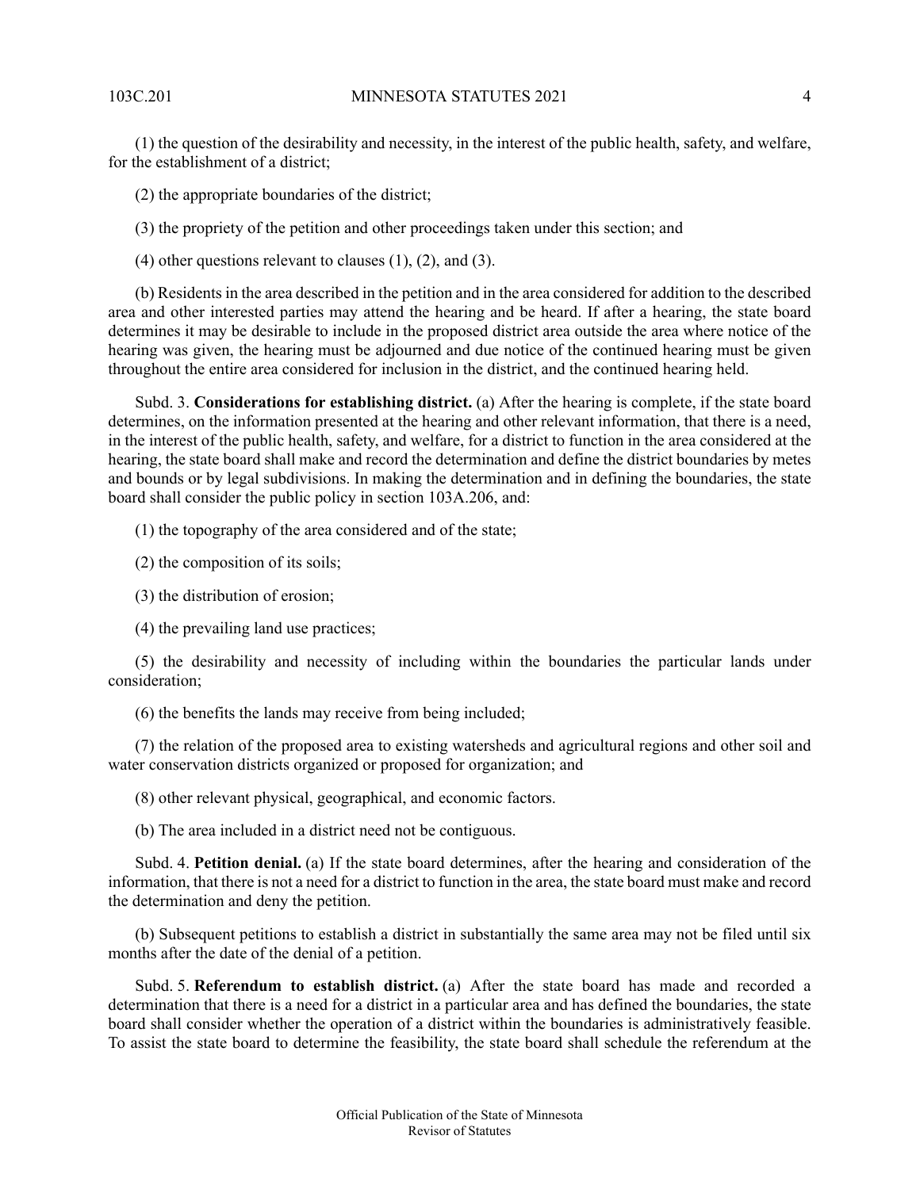(1) the question of the desirability and necessity, in the interest of the public health, safety, and welfare, for the establishment of a district;

(2) the appropriate boundaries of the district;

(3) the propriety of the petition and other proceedings taken under this section; and

(4) other questions relevant to clauses (1), (2), and (3).

(b) Residents in the area described in the petition and in the area considered for addition to the described area and other interested parties may attend the hearing and be heard. If after a hearing, the state board determines it may be desirable to include in the proposed district area outside the area where notice of the hearing was given, the hearing must be adjourned and due notice of the continued hearing must be given throughout the entire area considered for inclusion in the district, and the continued hearing held.

Subd. 3. **Considerations for establishing district.** (a) After the hearing is complete, if the state board determines, on the information presented at the hearing and other relevant information, that there is a need, in the interest of the public health, safety, and welfare, for a district to function in the area considered at the hearing, the state board shall make and record the determination and define the district boundaries by metes and bounds or by legal subdivisions. In making the determination and in defining the boundaries, the state board shall consider the public policy in section 103A.206, and:

(1) the topography of the area considered and of the state;

(2) the composition of its soils;

(3) the distribution of erosion;

(4) the prevailing land use practices;

(5) the desirability and necessity of including within the boundaries the particular lands under consideration;

(6) the benefits the lands may receive from being included;

(7) the relation of the proposed area to existing watersheds and agricultural regions and other soil and water conservation districts organized or proposed for organization; and

(8) other relevant physical, geographical, and economic factors.

(b) The area included in a district need not be contiguous.

Subd. 4. **Petition denial.** (a) If the state board determines, after the hearing and consideration of the information, that there is not a need for a district to function in the area, the state board must make and record the determination and deny the petition.

(b) Subsequent petitions to establish a district in substantially the same area may not be filed until six months after the date of the denial of a petition.

Subd. 5. **Referendum to establish district.** (a) After the state board has made and recorded a determination that there is a need for a district in a particular area and has defined the boundaries, the state board shall consider whether the operation of a district within the boundaries is administratively feasible. To assist the state board to determine the feasibility, the state board shall schedule the referendum at the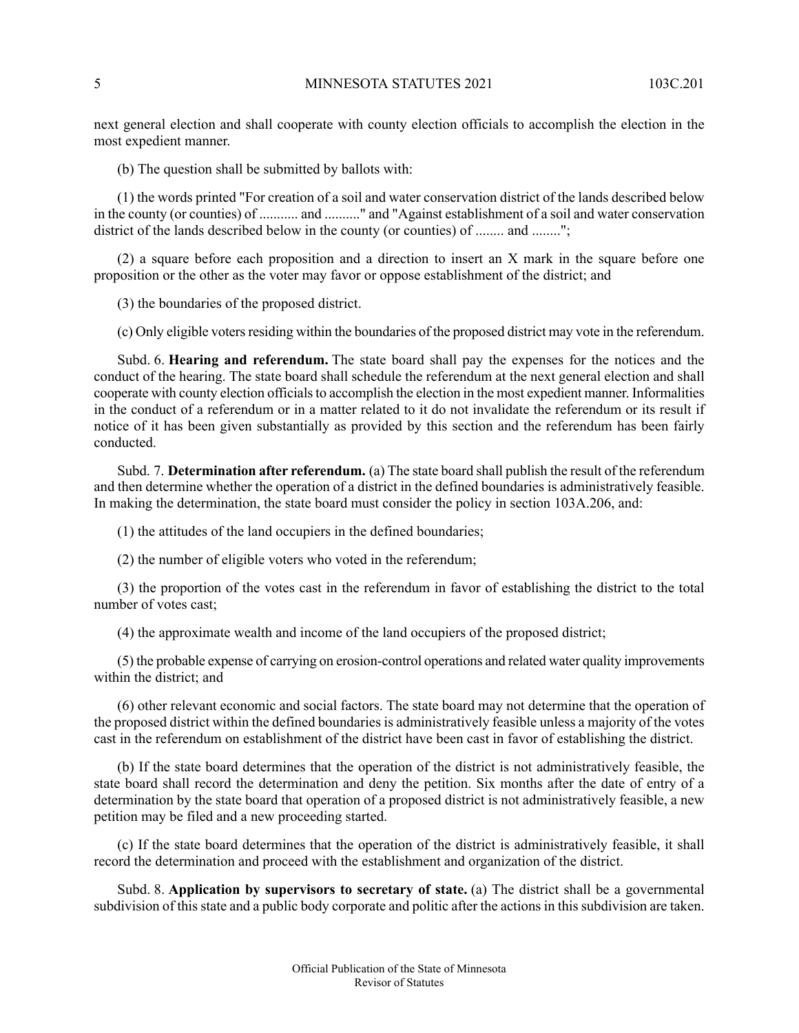next general election and shall cooperate with county election officials to accomplish the election in the most expedient manner.

(b) The question shall be submitted by ballots with:

(1) the words printed "For creation of a soil and water conservation district of the lands described below in the county (or counties) of ........... and .........." and "Against establishment of a soil and water conservation district of the lands described below in the county (or counties) of ........ and ........";

(2) a square before each proposition and a direction to insert an X mark in the square before one proposition or the other as the voter may favor or oppose establishment of the district; and

(3) the boundaries of the proposed district.

(c) Only eligible voters residing within the boundaries of the proposed district may vote in the referendum.

Subd. 6. **Hearing and referendum.** The state board shall pay the expenses for the notices and the conduct of the hearing. The state board shall schedule the referendum at the next general election and shall cooperate with county election officials to accomplish the election in the most expedient manner. Informalities in the conduct of a referendum or in a matter related to it do not invalidate the referendum or its result if notice of it has been given substantially as provided by this section and the referendum has been fairly conducted.

Subd. 7. **Determination after referendum.** (a) The state board shall publish the result of the referendum and then determine whether the operation of a district in the defined boundaries is administratively feasible. In making the determination, the state board must consider the policy in section 103A.206, and:

(1) the attitudes of the land occupiers in the defined boundaries;

(2) the number of eligible voters who voted in the referendum;

(3) the proportion of the votes cast in the referendum in favor of establishing the district to the total number of votes cast;

(4) the approximate wealth and income of the land occupiers of the proposed district;

(5) the probable expense of carrying on erosion-control operations and related water quality improvements within the district; and

(6) other relevant economic and social factors. The state board may not determine that the operation of the proposed district within the defined boundaries is administratively feasible unless a majority of the votes cast in the referendum on establishment of the district have been cast in favor of establishing the district.

(b) If the state board determines that the operation of the district is not administratively feasible, the state board shall record the determination and deny the petition. Six months after the date of entry of a determination by the state board that operation of a proposed district is not administratively feasible, a new petition may be filed and a new proceeding started.

(c) If the state board determines that the operation of the district is administratively feasible, it shall record the determination and proceed with the establishment and organization of the district.

Subd. 8. **Application by supervisors to secretary of state.** (a) The district shall be a governmental subdivision of this state and a public body corporate and politic after the actions in this subdivision are taken.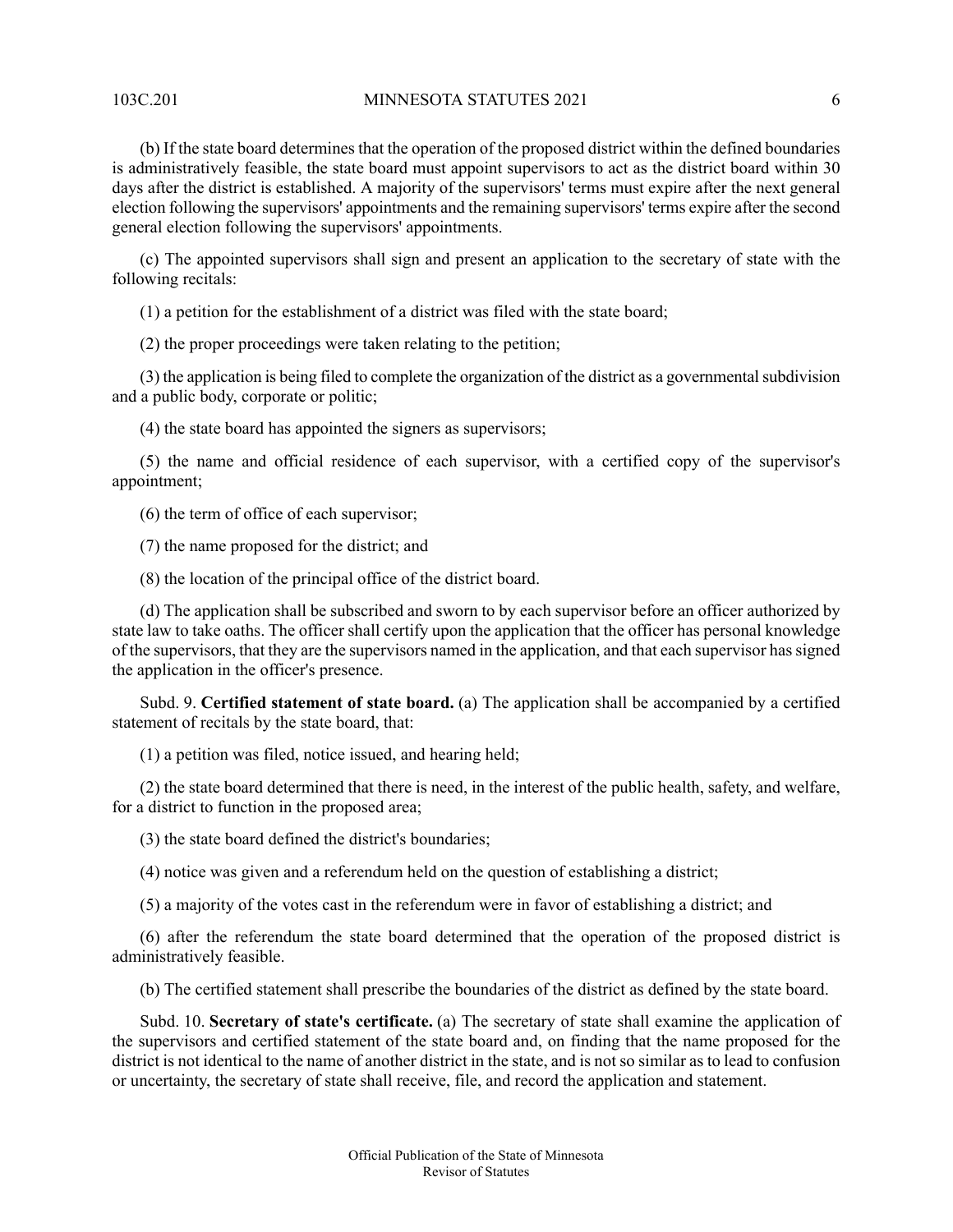(b) If the state board determines that the operation of the proposed district within the defined boundaries is administratively feasible, the state board must appoint supervisors to act as the district board within 30 days after the district is established. A majority of the supervisors' terms must expire after the next general election following the supervisors' appointments and the remaining supervisors' terms expire after the second general election following the supervisors' appointments.

(c) The appointed supervisors shall sign and present an application to the secretary of state with the following recitals:

(1) a petition for the establishment of a district was filed with the state board;

(2) the proper proceedings were taken relating to the petition;

(3) the application is being filed to complete the organization of the district as a governmental subdivision and a public body, corporate or politic;

(4) the state board has appointed the signers as supervisors;

(5) the name and official residence of each supervisor, with a certified copy of the supervisor's appointment;

(6) the term of office of each supervisor;

(7) the name proposed for the district; and

(8) the location of the principal office of the district board.

(d) The application shall be subscribed and sworn to by each supervisor before an officer authorized by state law to take oaths. The officer shall certify upon the application that the officer has personal knowledge of the supervisors, that they are the supervisors named in the application, and that each supervisor has signed the application in the officer's presence.

Subd. 9. **Certified statement of state board.** (a) The application shall be accompanied by a certified statement of recitals by the state board, that:

(1) a petition was filed, notice issued, and hearing held;

(2) the state board determined that there is need, in the interest of the public health, safety, and welfare, for a district to function in the proposed area;

(3) the state board defined the district's boundaries;

(4) notice was given and a referendum held on the question of establishing a district;

(5) a majority of the votes cast in the referendum were in favor of establishing a district; and

(6) after the referendum the state board determined that the operation of the proposed district is administratively feasible.

(b) The certified statement shall prescribe the boundaries of the district as defined by the state board.

Subd. 10. **Secretary of state's certificate.** (a) The secretary of state shall examine the application of the supervisors and certified statement of the state board and, on finding that the name proposed for the district is not identical to the name of another district in the state, and is not so similar as to lead to confusion or uncertainty, the secretary of state shall receive, file, and record the application and statement.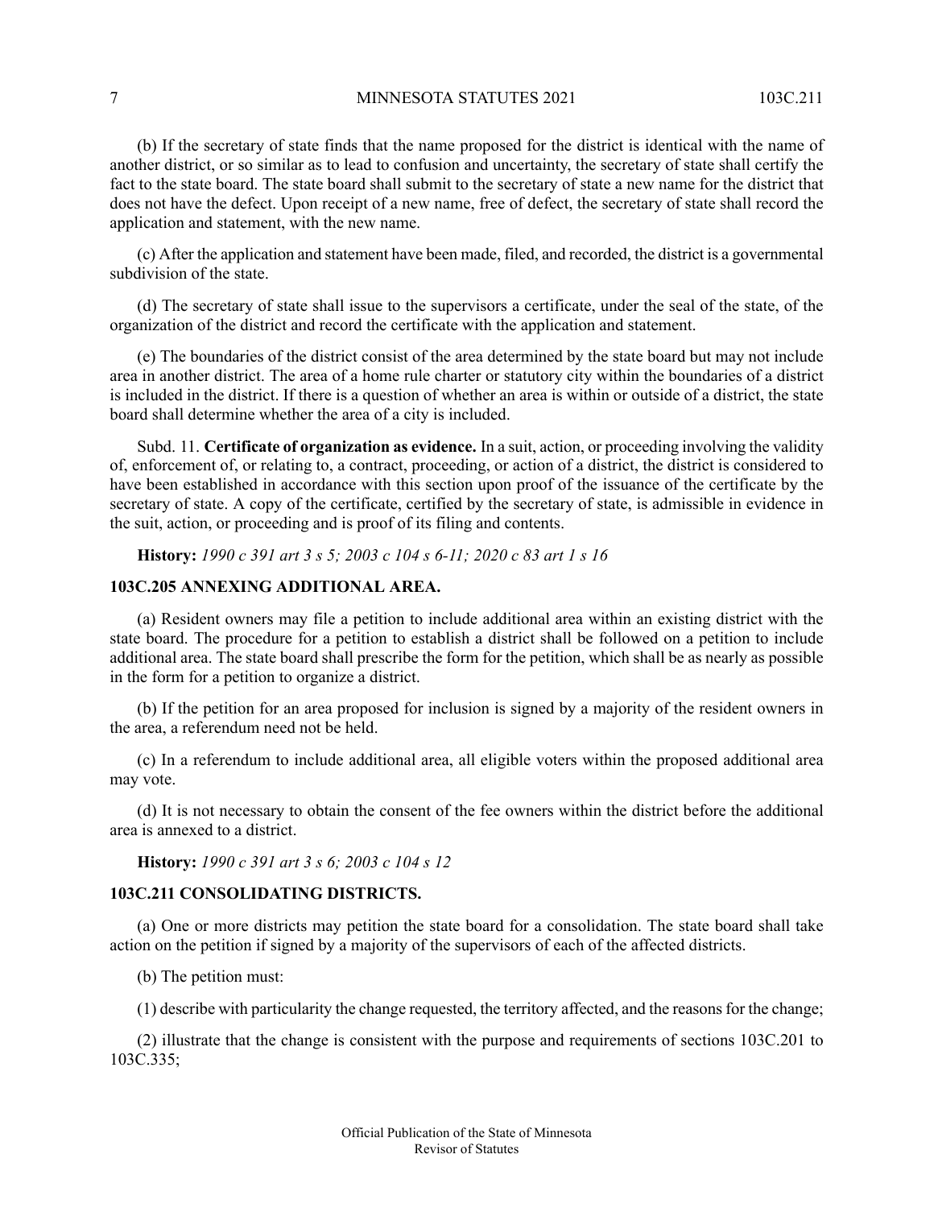(b) If the secretary of state finds that the name proposed for the district is identical with the name of another district, or so similar as to lead to confusion and uncertainty, the secretary of state shall certify the fact to the state board. The state board shall submit to the secretary of state a new name for the district that does not have the defect. Upon receipt of a new name, free of defect, the secretary of state shall record the application and statement, with the new name.

(c) After the application and statement have been made, filed, and recorded, the district is a governmental subdivision of the state.

(d) The secretary of state shall issue to the supervisors a certificate, under the seal of the state, of the organization of the district and record the certificate with the application and statement.

(e) The boundaries of the district consist of the area determined by the state board but may not include area in another district. The area of a home rule charter or statutory city within the boundaries of a district is included in the district. If there is a question of whether an area is within or outside of a district, the state board shall determine whether the area of a city is included.

Subd. 11. **Certificate of organization as evidence.** In a suit, action, or proceeding involving the validity of, enforcement of, or relating to, a contract, proceeding, or action of a district, the district is considered to have been established in accordance with this section upon proof of the issuance of the certificate by the secretary of state. A copy of the certificate, certified by the secretary of state, is admissible in evidence in the suit, action, or proceeding and is proof of its filing and contents.

**History:** *1990 c 391 art 3 s 5; 2003 c 104 s 6-11; 2020 c 83 art 1 s 16*

## 103C.205 ANNEXING ADDITIONAL AREA.

(a) Resident owners may file a petition to include additional area within an existing district with the state board. The procedure for a petition to establish a district shall be followed on a petition to include additional area. The state board shall prescribe the form for the petition, which shall be as nearly as possible in the form for a petition to organize a district.

(b) If the petition for an area proposed for inclusion is signed by a majority of the resident owners in the area, a referendum need not be held.

(c) In a referendum to include additional area, all eligible voters within the proposed additional area may vote.

(d) It is not necessary to obtain the consent of the fee owners within the district before the additional area is annexed to a district.

**History:** *1990 c 391 art 3 s 6; 2003 c 104 s 12*

## 103C.211 CONSOLIDATING DISTRICTS.

(a) One or more districts may petition the state board for a consolidation. The state board shall take action on the petition if signed by a majority of the supervisors of each of the affected districts.

(b) The petition must:

(1) describe with particularity the change requested, the territory affected, and the reasons for the change;

(2) illustrate that the change is consistent with the purpose and requirements of sections 103C.201 to 103C.335;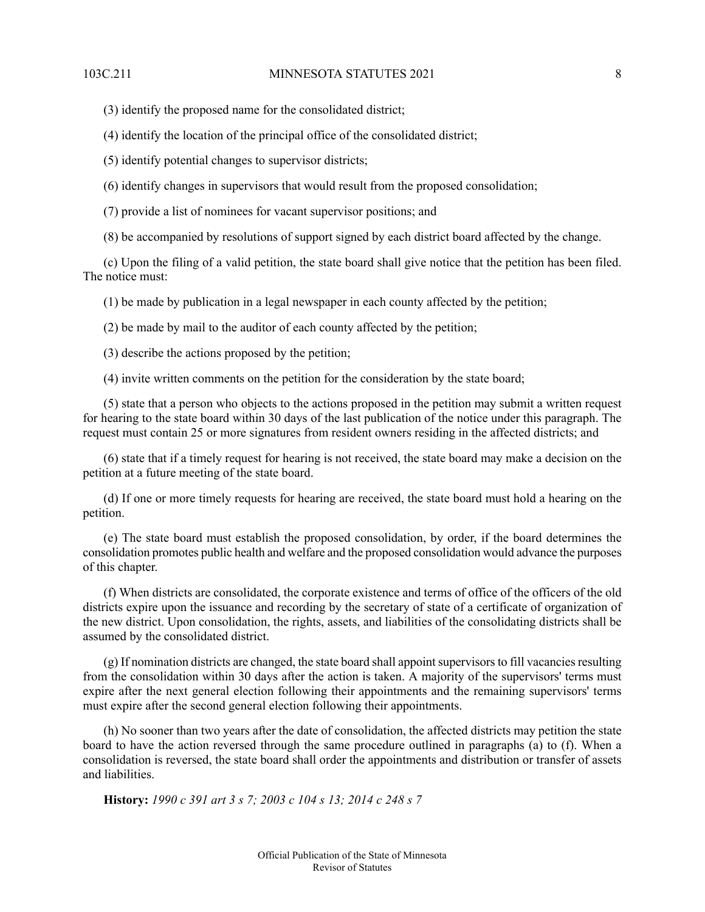(3) identify the proposed name for the consolidated district;

(4) identify the location of the principal office of the consolidated district;

(5) identify potential changes to supervisor districts;

(6) identify changes in supervisors that would result from the proposed consolidation;

(7) provide a list of nominees for vacant supervisor positions; and

(8) be accompanied by resolutions of support signed by each district board affected by the change.

(c) Upon the filing of a valid petition, the state board shall give notice that the petition has been filed. The notice must:

(1) be made by publication in a legal newspaper in each county affected by the petition;

(2) be made by mail to the auditor of each county affected by the petition;

(3) describe the actions proposed by the petition;

(4) invite written comments on the petition for the consideration by the state board;

(5) state that a person who objects to the actions proposed in the petition may submit a written request for hearing to the state board within 30 days of the last publication of the notice under this paragraph. The request must contain 25 or more signatures from resident owners residing in the affected districts; and

(6) state that if a timely request for hearing is not received, the state board may make a decision on the petition at a future meeting of the state board.

(d) If one or more timely requests for hearing are received, the state board must hold a hearing on the petition.

(e) The state board must establish the proposed consolidation, by order, if the board determines the consolidation promotes public health and welfare and the proposed consolidation would advance the purposes of this chapter.

(f) When districts are consolidated, the corporate existence and terms of office of the officers of the old districts expire upon the issuance and recording by the secretary of state of a certificate of organization of the new district. Upon consolidation, the rights, assets, and liabilities of the consolidating districts shall be assumed by the consolidated district.

(g) If nomination districts are changed, the state board shall appoint supervisors to fill vacancies resulting from the consolidation within 30 days after the action is taken. A majority of the supervisors' terms must expire after the next general election following their appointments and the remaining supervisors' terms must expire after the second general election following their appointments.

(h) No sooner than two years after the date of consolidation, the affected districts may petition the state board to have the action reversed through the same procedure outlined in paragraphs (a) to (f). When a consolidation is reversed, the state board shall order the appointments and distribution or transfer of assets and liabilities.

**History:** *1990 c 391 art 3 s 7; 2003 c 104 s 13; 2014 c 248 s 7*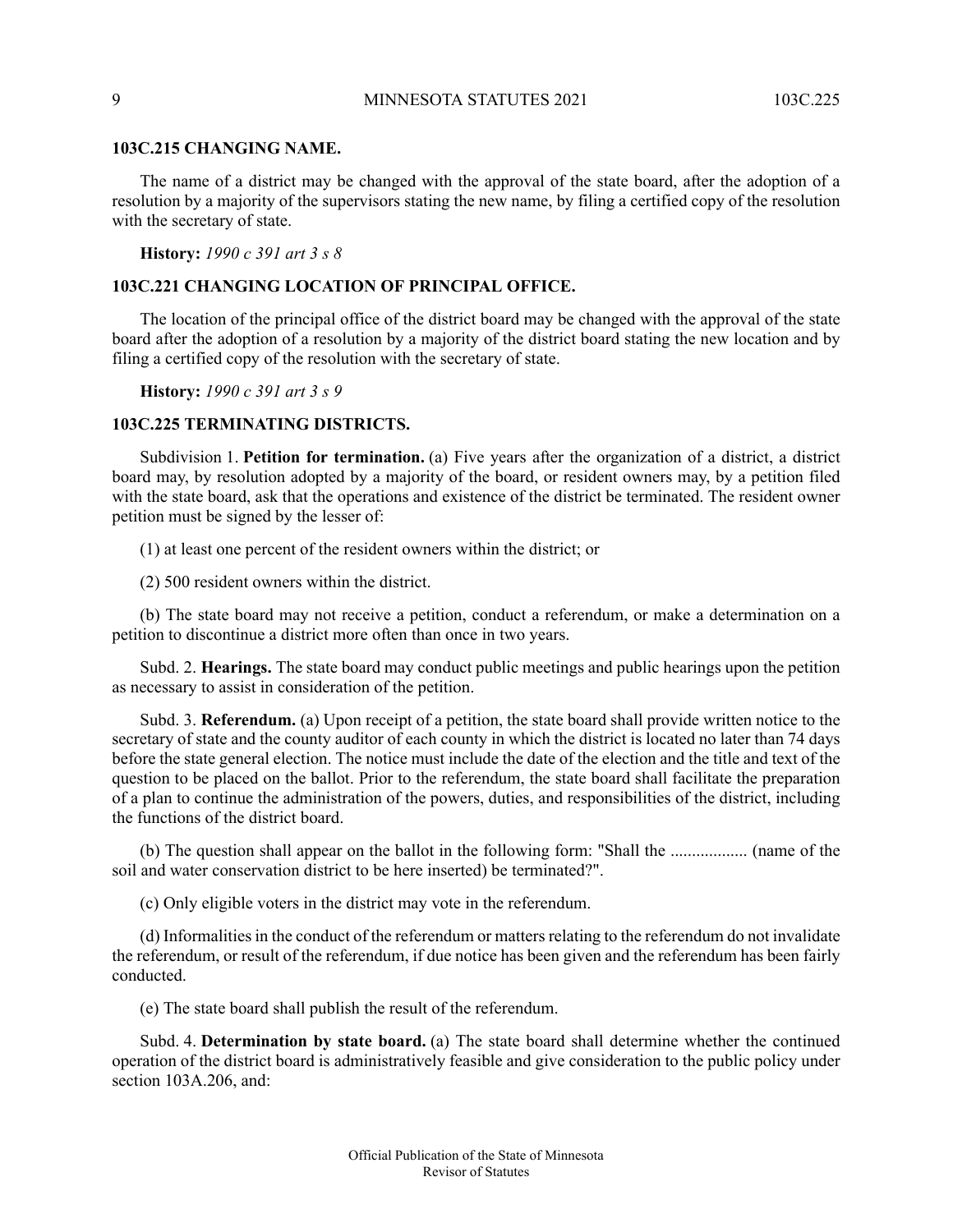### 103C.215 CHANGING NAME.

The name of a district may be changed with the approval of the state board, after the adoption of a resolution by a majority of the supervisors stating the new name, by filing a certified copy of the resolution with the secretary of state.

**History:** *1990 c 391 art 3 s 8*

### 103C.221 CHANGING LOCATION OF PRINCIPAL OFFICE.

The location of the principal office of the district board may be changed with the approval of the state board after the adoption of a resolution by a majority of the district board stating the new location and by filing a certified copy of the resolution with the secretary of state.

**History:** *1990 c 391 art 3 s 9*

### 103C.225 TERMINATING DISTRICTS.

Subdivision 1. **Petition for termination.** (a) Five years after the organization of a district, a district board may, by resolution adopted by a majority of the board, or resident owners may, by a petition filed with the state board, ask that the operations and existence of the district be terminated. The resident owner petition must be signed by the lesser of:

(1) at least one percent of the resident owners within the district; or

(2) 500 resident owners within the district.

(b) The state board may not receive a petition, conduct a referendum, or make a determination on a petition to discontinue a district more often than once in two years.

Subd. 2. **Hearings.** The state board may conduct public meetings and public hearings upon the petition as necessary to assist in consideration of the petition.

Subd. 3. **Referendum.** (a) Upon receipt of a petition, the state board shall provide written notice to the secretary of state and the county auditor of each county in which the district is located no later than 74 days before the state general election. The notice must include the date of the election and the title and text of the question to be placed on the ballot. Prior to the referendum, the state board shall facilitate the preparation of a plan to continue the administration of the powers, duties, and responsibilities of the district, including the functions of the district board.

(b) The question shall appear on the ballot in the following form: "Shall the .................. (name of the soil and water conservation district to be here inserted) be terminated?".

(c) Only eligible voters in the district may vote in the referendum.

(d) Informalities in the conduct of the referendum or matters relating to the referendum do not invalidate the referendum, or result of the referendum, if due notice has been given and the referendum has been fairly conducted.

(e) The state board shall publish the result of the referendum.

Subd. 4. **Determination by state board.** (a) The state board shall determine whether the continued operation of the district board is administratively feasible and give consideration to the public policy under section 103A.206, and: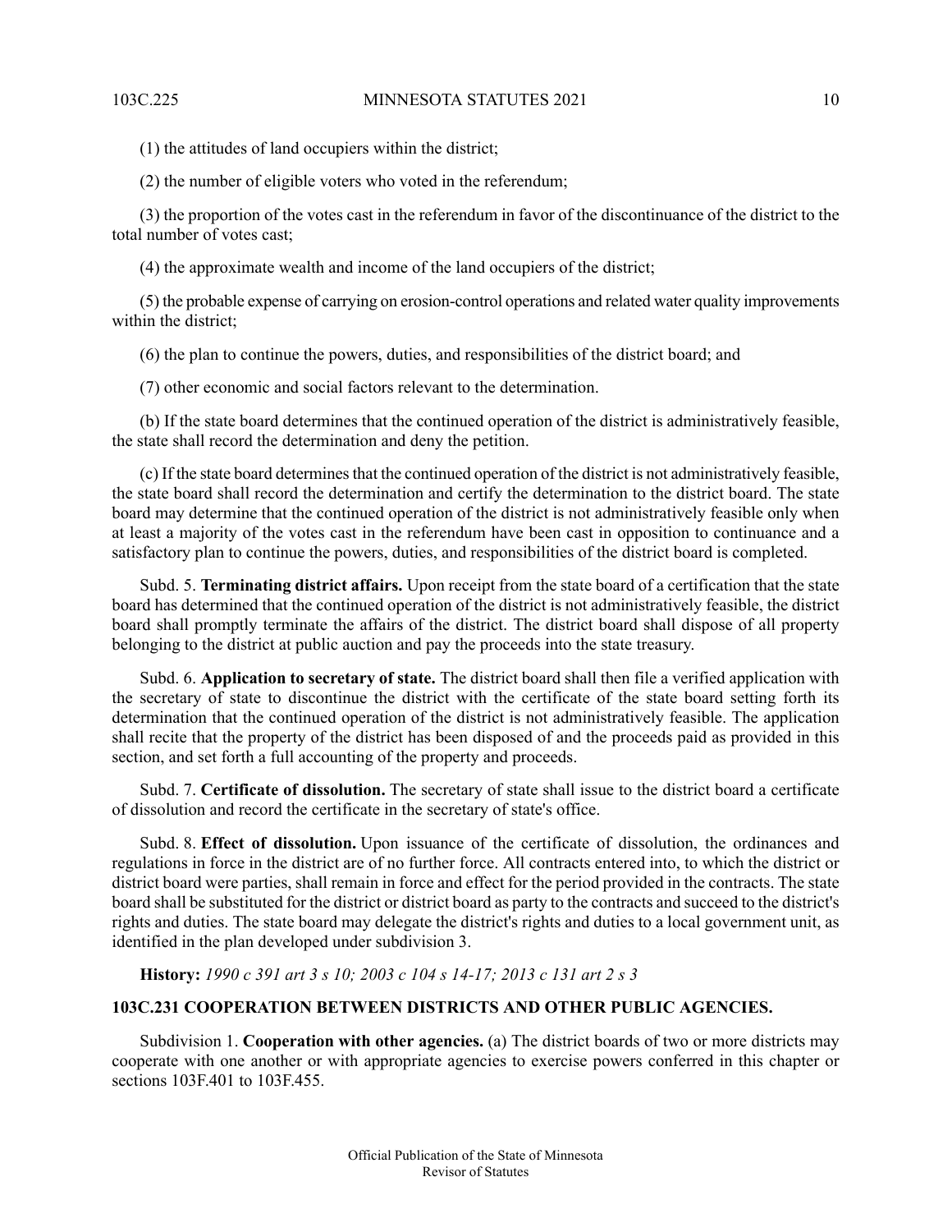(1) the attitudes of land occupiers within the district;

(2) the number of eligible voters who voted in the referendum;

(3) the proportion of the votes cast in the referendum in favor of the discontinuance of the district to the total number of votes cast;

(4) the approximate wealth and income of the land occupiers of the district;

(5) the probable expense of carrying on erosion-control operations and related water quality improvements within the district;

(6) the plan to continue the powers, duties, and responsibilities of the district board; and

(7) other economic and social factors relevant to the determination.

(b) If the state board determines that the continued operation of the district is administratively feasible, the state shall record the determination and deny the petition.

(c) If the state board determines that the continued operation of the district is not administratively feasible, the state board shall record the determination and certify the determination to the district board. The state board may determine that the continued operation of the district is not administratively feasible only when at least a majority of the votes cast in the referendum have been cast in opposition to continuance and a satisfactory plan to continue the powers, duties, and responsibilities of the district board is completed.

Subd. 5. **Terminating district affairs.** Upon receipt from the state board of a certification that the state board has determined that the continued operation of the district is not administratively feasible, the district board shall promptly terminate the affairs of the district. The district board shall dispose of all property belonging to the district at public auction and pay the proceeds into the state treasury.

Subd. 6. **Application to secretary of state.** The district board shall then file a verified application with the secretary of state to discontinue the district with the certificate of the state board setting forth its determination that the continued operation of the district is not administratively feasible. The application shall recite that the property of the district has been disposed of and the proceeds paid as provided in this section, and set forth a full accounting of the property and proceeds.

Subd. 7. **Certificate of dissolution.** The secretary of state shall issue to the district board a certificate of dissolution and record the certificate in the secretary of state's office.

Subd. 8. **Effect of dissolution.** Upon issuance of the certificate of dissolution, the ordinances and regulations in force in the district are of no further force. All contracts entered into, to which the district or district board were parties, shall remain in force and effect for the period provided in the contracts. The state board shall be substituted for the district or district board as party to the contracts and succeed to the district's rights and duties. The state board may delegate the district's rights and duties to a local government unit, as identified in the plan developed under subdivision 3.

**History:** *1990 c 391 art 3 s 10; 2003 c 104 s 14-17; 2013 c 131 art 2 s 3*

### 103C.231 COOPERATION BETWEEN DISTRICTS AND OTHER PUBLIC AGENCIES.

Subdivision 1. **Cooperation with other agencies.** (a) The district boards of two or more districts may cooperate with one another or with appropriate agencies to exercise powers conferred in this chapter or sections 103F.401 to 103F.455.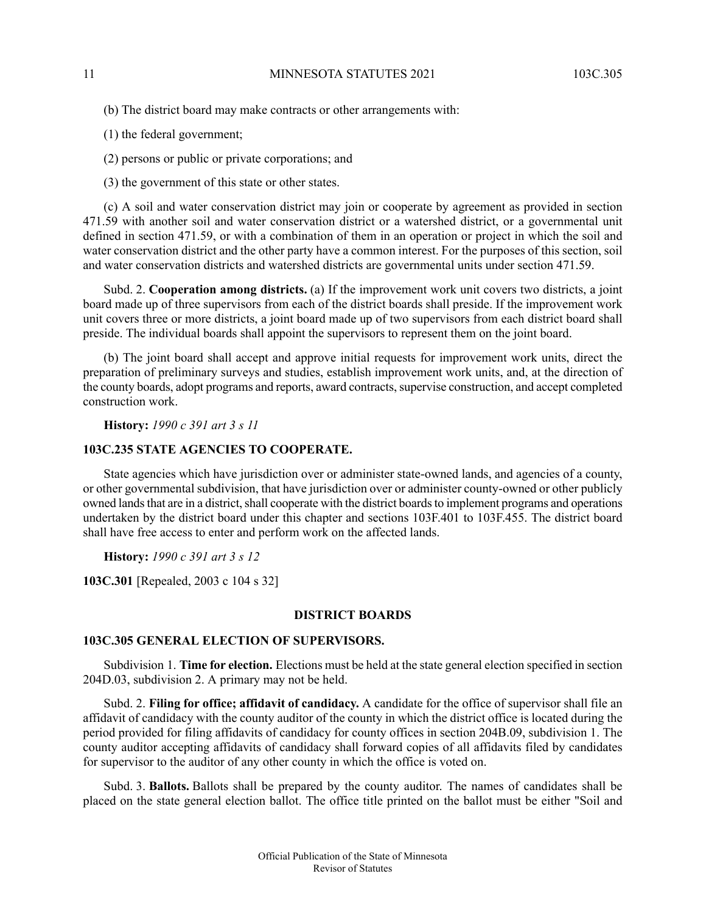(b) The district board may make contracts or other arrangements with:

(1) the federal government;

(2) persons or public or private corporations; and

(3) the government of this state or other states.

(c) A soil and water conservation district may join or cooperate by agreement as provided in section 471.59 with another soil and water conservation district or a watershed district, or a governmental unit defined in section 471.59, or with a combination of them in an operation or project in which the soil and water conservation district and the other party have a common interest. For the purposes of this section, soil and water conservation districts and watershed districts are governmental units under section 471.59.

Subd. 2. **Cooperation among districts.** (a) If the improvement work unit covers two districts, a joint board made up of three supervisors from each of the district boards shall preside. If the improvement work unit covers three or more districts, a joint board made up of two supervisors from each district board shall preside. The individual boards shall appoint the supervisors to represent them on the joint board.

(b) The joint board shall accept and approve initial requests for improvement work units, direct the preparation of preliminary surveys and studies, establish improvement work units, and, at the direction of the county boards, adopt programs and reports, award contracts, supervise construction, and accept completed construction work.

**History:** *1990 c 391 art 3 s 11*

### 103C.235 STATE AGENCIES TO COOPERATE.

State agencies which have jurisdiction over or administer state-owned lands, and agencies of a county, or other governmental subdivision, that have jurisdiction over or administer county-owned or other publicly owned lands that are in a district, shall cooperate with the district boards to implement programs and operations undertaken by the district board under this chapter and sections 103F.401 to 103F.455. The district board shall have free access to enter and perform work on the affected lands.

**History:** *1990 c 391 art 3 s 12*

**103C.301** [Repealed, 2003 c 104 s 32]

## DISTRICT BOARDS

### 103C.305 GENERAL ELECTION OF SUPERVISORS.

Subdivision 1. **Time for election.** Elections must be held at the state general election specified in section 204D.03, subdivision 2. A primary may not be held.

Subd. 2. **Filing for office; affidavit of candidacy.** A candidate for the office of supervisor shall file an affidavit of candidacy with the county auditor of the county in which the district office is located during the period provided for filing affidavits of candidacy for county offices in section 204B.09, subdivision 1. The county auditor accepting affidavits of candidacy shall forward copies of all affidavits filed by candidates for supervisor to the auditor of any other county in which the office is voted on.

Subd. 3. **Ballots.** Ballots shall be prepared by the county auditor. The names of candidates shall be placed on the state general election ballot. The office title printed on the ballot must be either "Soil and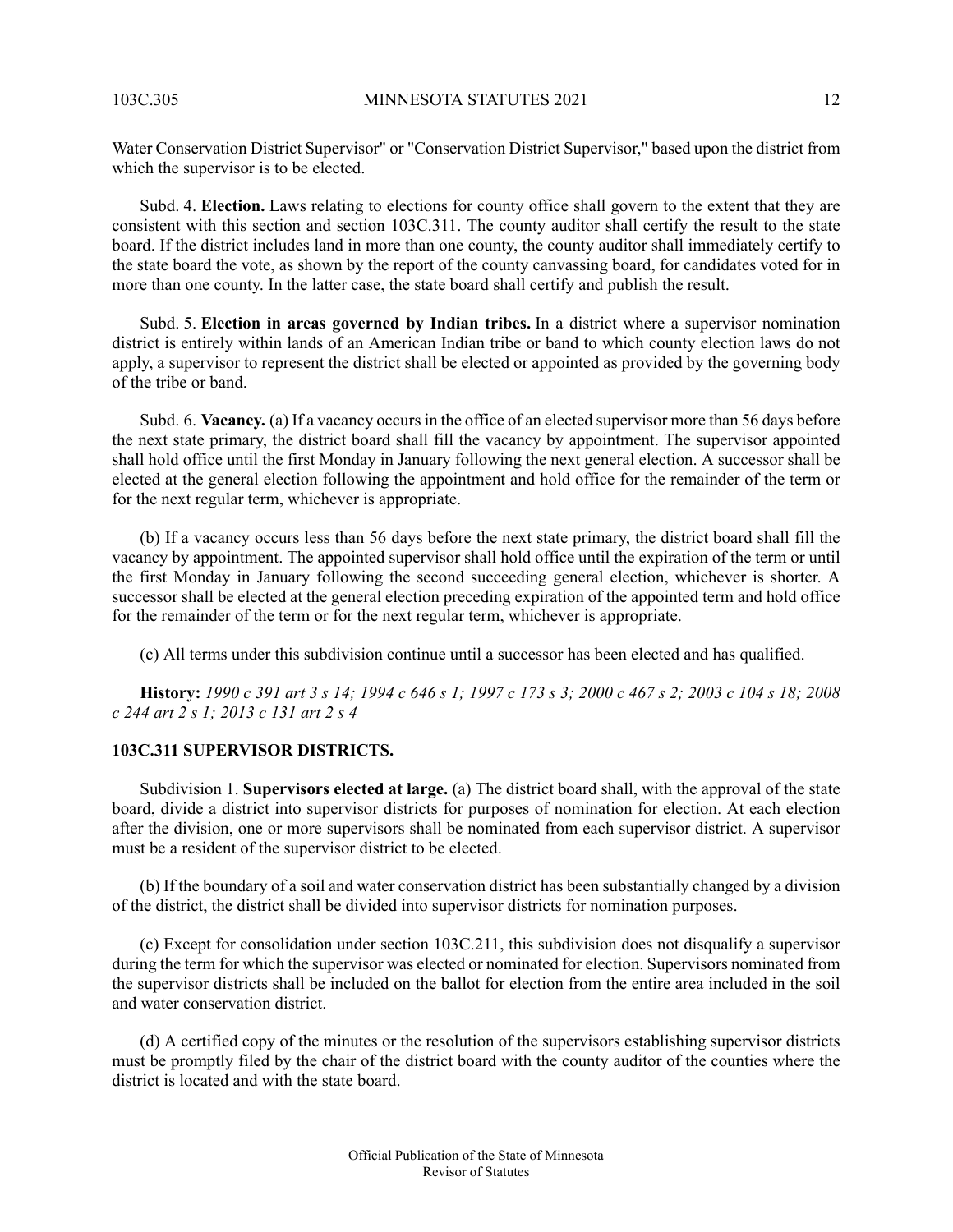Water Conservation District Supervisor" or "Conservation District Supervisor," based upon the district from which the supervisor is to be elected.

Subd. 4. **Election.** Laws relating to elections for county office shall govern to the extent that they are consistent with this section and section 103C.311. The county auditor shall certify the result to the state board. If the district includes land in more than one county, the county auditor shall immediately certify to the state board the vote, as shown by the report of the county canvassing board, for candidates voted for in more than one county. In the latter case, the state board shall certify and publish the result.

Subd. 5. **Election in areas governed by Indian tribes.** In a district where a supervisor nomination district is entirely within lands of an American Indian tribe or band to which county election laws do not apply, a supervisor to represent the district shall be elected or appointed as provided by the governing body of the tribe or band.

Subd. 6. **Vacancy.** (a) If a vacancy occurs in the office of an elected supervisor more than 56 days before the next state primary, the district board shall fill the vacancy by appointment. The supervisor appointed shall hold office until the first Monday in January following the next general election. A successor shall be elected at the general election following the appointment and hold office for the remainder of the term or for the next regular term, whichever is appropriate.

(b) If a vacancy occurs less than 56 days before the next state primary, the district board shall fill the vacancy by appointment. The appointed supervisor shall hold office until the expiration of the term or until the first Monday in January following the second succeeding general election, whichever is shorter. A successor shall be elected at the general election preceding expiration of the appointed term and hold office for the remainder of the term or for the next regular term, whichever is appropriate.

(c) All terms under this subdivision continue until a successor has been elected and has qualified.

**History:** *1990 c 391 art 3 s 14; 1994 c 646 s 1; 1997 c 173 s 3; 2000 c 467 s 2; 2003 c 104 s 18; 2008 c 244 art 2 s 1; 2013 c 131 art 2 s 4*

### 103C.311 SUPERVISOR DISTRICTS.

Subdivision 1. **Supervisors elected at large.** (a) The district board shall, with the approval of the state board, divide a district into supervisor districts for purposes of nomination for election. At each election after the division, one or more supervisors shall be nominated from each supervisor district. A supervisor must be a resident of the supervisor district to be elected.

(b) If the boundary of a soil and water conservation district has been substantially changed by a division of the district, the district shall be divided into supervisor districts for nomination purposes.

(c) Except for consolidation under section 103C.211, this subdivision does not disqualify a supervisor during the term for which the supervisor was elected or nominated for election. Supervisors nominated from the supervisor districts shall be included on the ballot for election from the entire area included in the soil and water conservation district.

(d) A certified copy of the minutes or the resolution of the supervisors establishing supervisor districts must be promptly filed by the chair of the district board with the county auditor of the counties where the district is located and with the state board.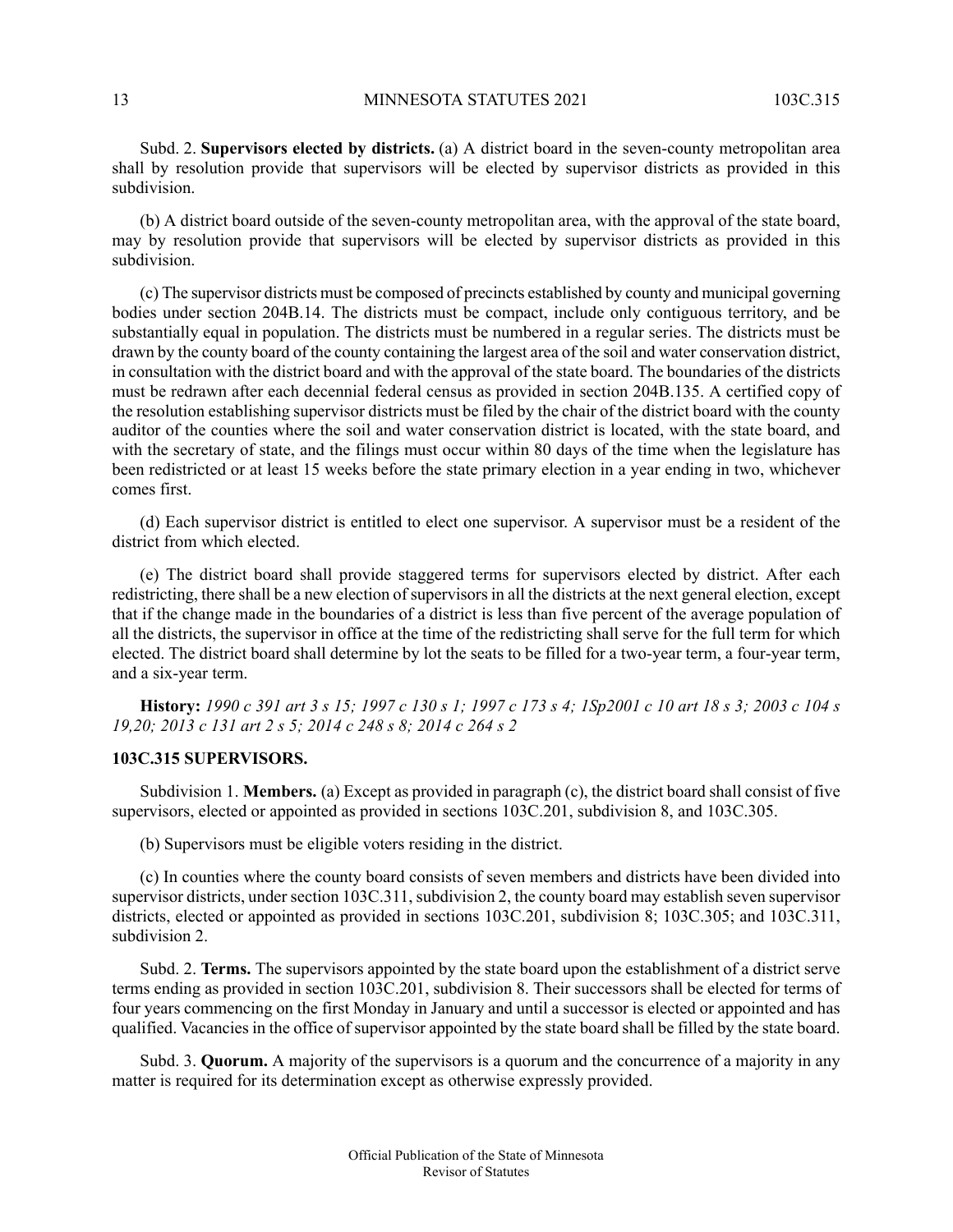Subd. 2. **Supervisors elected by districts.** (a) A district board in the seven-county metropolitan area shall by resolution provide that supervisors will be elected by supervisor districts as provided in this subdivision.

(b) A district board outside of the seven-county metropolitan area, with the approval of the state board, may by resolution provide that supervisors will be elected by supervisor districts as provided in this subdivision.

(c) The supervisor districts must be composed of precincts established by county and municipal governing bodies under section 204B.14. The districts must be compact, include only contiguous territory, and be substantially equal in population. The districts must be numbered in a regular series. The districts must be drawn by the county board of the county containing the largest area of the soil and water conservation district, in consultation with the district board and with the approval of the state board. The boundaries of the districts must be redrawn after each decennial federal census as provided in section 204B.135. A certified copy of the resolution establishing supervisor districts must be filed by the chair of the district board with the county auditor of the counties where the soil and water conservation district is located, with the state board, and with the secretary of state, and the filings must occur within 80 days of the time when the legislature has been redistricted or at least 15 weeks before the state primary election in a year ending in two, whichever comes first.

(d) Each supervisor district is entitled to elect one supervisor. A supervisor must be a resident of the district from which elected.

(e) The district board shall provide staggered terms for supervisors elected by district. After each redistricting, there shall be a new election of supervisors in all the districts at the next general election, except that if the change made in the boundaries of a district is less than five percent of the average population of all the districts, the supervisor in office at the time of the redistricting shall serve for the full term for which elected. The district board shall determine by lot the seats to be filled for a two-year term, a four-year term, and a six-year term.

**History:** *1990 c 391 art 3 s 15; 1997 c 130 s 1; 1997 c 173 s 4; 1Sp2001 c 10 art 18 s 3; 2003 c 104 s 19,20; 2013 c 131 art 2 s 5; 2014 c 248 s 8; 2014 c 264 s 2*

### 103C.315 SUPERVISORS.

Subdivision 1. **Members.** (a) Except as provided in paragraph (c), the district board shall consist of five supervisors, elected or appointed as provided in sections 103C.201, subdivision 8, and 103C.305.

(b) Supervisors must be eligible voters residing in the district.

(c) In counties where the county board consists of seven members and districts have been divided into supervisor districts, under section 103C.311, subdivision 2, the county board may establish seven supervisor districts, elected or appointed as provided in sections 103C.201, subdivision 8; 103C.305; and 103C.311, subdivision 2.

Subd. 2. **Terms.** The supervisors appointed by the state board upon the establishment of a district serve terms ending as provided in section 103C.201, subdivision 8. Their successors shall be elected for terms of four years commencing on the first Monday in January and until a successor is elected or appointed and has qualified. Vacancies in the office of supervisor appointed by the state board shall be filled by the state board.

Subd. 3. **Quorum.** A majority of the supervisors is a quorum and the concurrence of a majority in any matter is required for its determination except as otherwise expressly provided.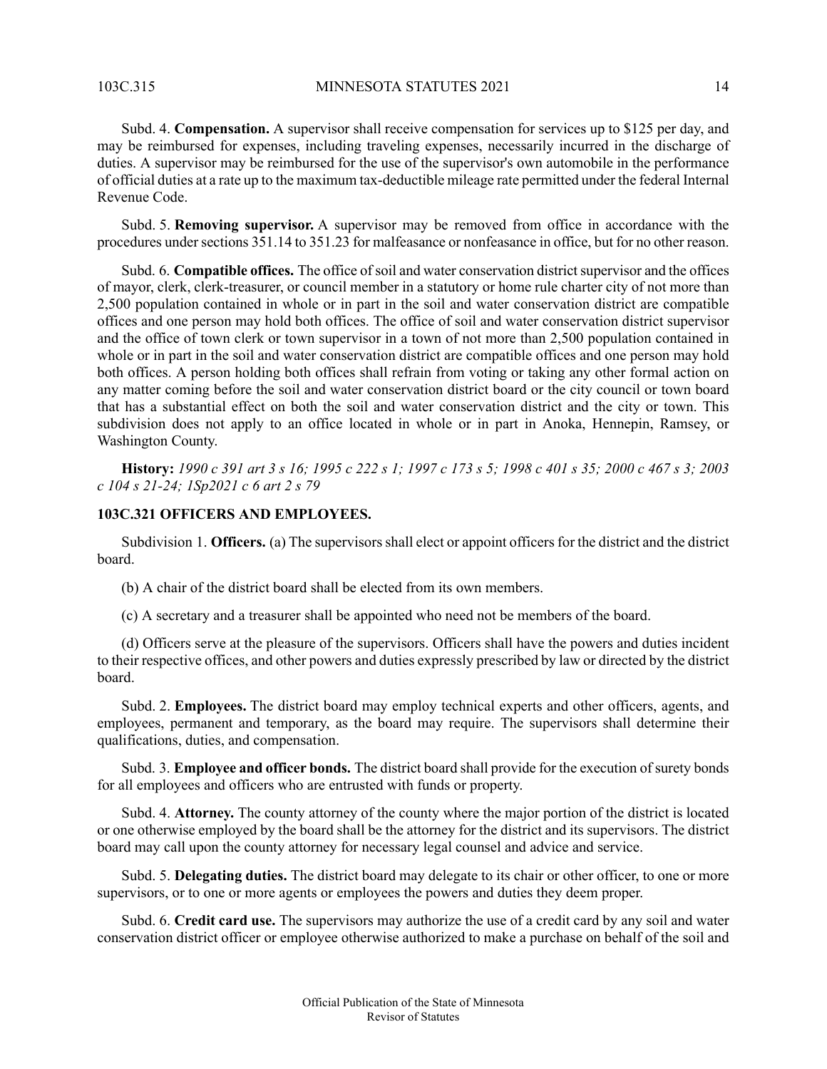Subd. 4. **Compensation.** A supervisor shall receive compensation for services up to $125 per day, and may be reimbursed for expenses, including traveling expenses, necessarily incurred in the discharge of duties. A supervisor may be reimbursed for the use of the supervisor's own automobile in the performance of official duties at a rate up to the maximum tax-deductible mileage rate permitted under the federal Internal Revenue Code.

Subd. 5. **Removing supervisor.** A supervisor may be removed from office in accordance with the procedures under sections 351.14 to 351.23 for malfeasance or nonfeasance in office, but for no other reason.

Subd. 6. **Compatible offices.** The office of soil and water conservation district supervisor and the offices of mayor, clerk, clerk-treasurer, or council member in a statutory or home rule charter city of not more than 2,500 population contained in whole or in part in the soil and water conservation district are compatible offices and one person may hold both offices. The office of soil and water conservation district supervisor and the office of town clerk or town supervisor in a town of not more than 2,500 population contained in whole or in part in the soil and water conservation district are compatible offices and one person may hold both offices. A person holding both offices shall refrain from voting or taking any other formal action on any matter coming before the soil and water conservation district board or the city council or town board that has a substantial effect on both the soil and water conservation district and the city or town. This subdivision does not apply to an office located in whole or in part in Anoka, Hennepin, Ramsey, or Washington County.

**History:** *1990 c 391 art 3 s 16; 1995 c 222 s 1; 1997 c 173 s 5; 1998 c 401 s 35; 2000 c 467 s 3; 2003 c 104 s 21-24; 1Sp2021 c 6 art 2 s 79*

### 103C.321 OFFICERS AND EMPLOYEES.

Subdivision 1. **Officers.** (a) The supervisors shall elect or appoint officers for the district and the district board.

(b) A chair of the district board shall be elected from its own members.

(c) A secretary and a treasurer shall be appointed who need not be members of the board.

(d) Officers serve at the pleasure of the supervisors. Officers shall have the powers and duties incident to their respective offices, and other powers and duties expressly prescribed by law or directed by the district board.

Subd. 2. **Employees.** The district board may employ technical experts and other officers, agents, and employees, permanent and temporary, as the board may require. The supervisors shall determine their qualifications, duties, and compensation.

Subd. 3. **Employee and officer bonds.** The district board shall provide for the execution of surety bonds for all employees and officers who are entrusted with funds or property.

Subd. 4. **Attorney.** The county attorney of the county where the major portion of the district is located or one otherwise employed by the board shall be the attorney for the district and its supervisors. The district board may call upon the county attorney for necessary legal counsel and advice and service.

Subd. 5. **Delegating duties.** The district board may delegate to its chair or other officer, to one or more supervisors, or to one or more agents or employees the powers and duties they deem proper.

Subd. 6. **Credit card use.** The supervisors may authorize the use of a credit card by any soil and water conservation district officer or employee otherwise authorized to make a purchase on behalf of the soil and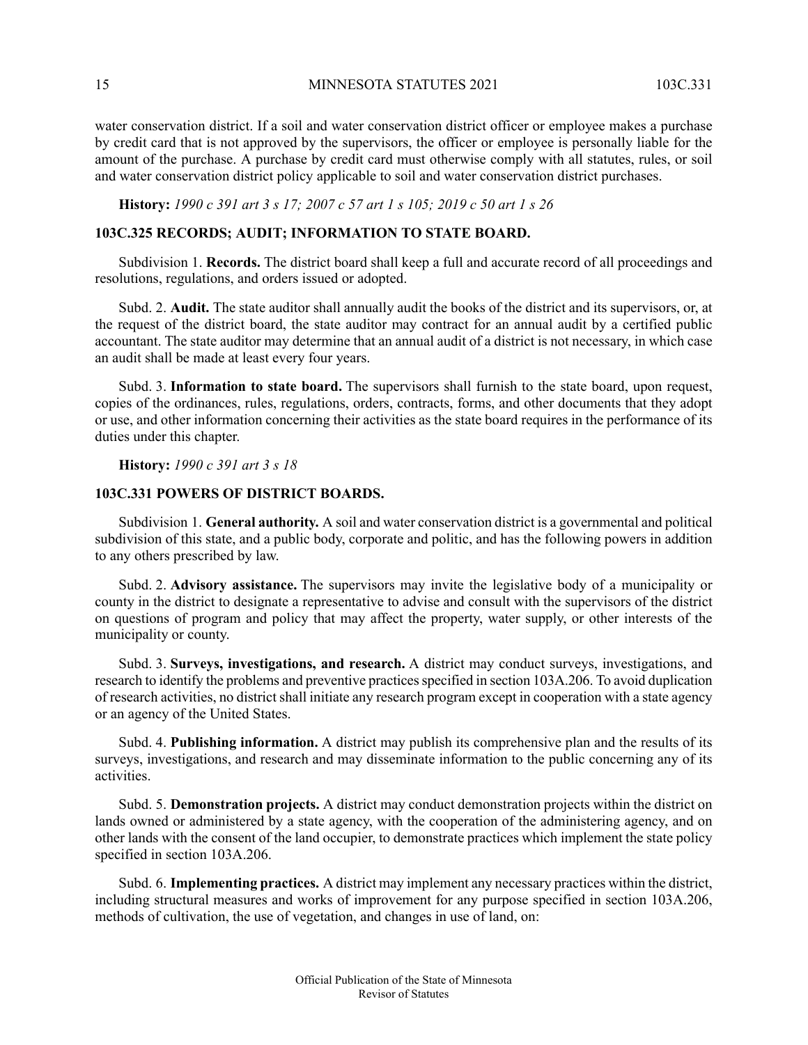water conservation district. If a soil and water conservation district officer or employee makes a purchase by credit card that is not approved by the supervisors, the officer or employee is personally liable for the amount of the purchase. A purchase by credit card must otherwise comply with all statutes, rules, or soil and water conservation district policy applicable to soil and water conservation district purchases.

**History:** *1990 c 391 art 3 s 17; 2007 c 57 art 1 s 105; 2019 c 50 art 1 s 26*

## 103C.325 RECORDS; AUDIT; INFORMATION TO STATE BOARD.

Subdivision 1. **Records.** The district board shall keep a full and accurate record of all proceedings and resolutions, regulations, and orders issued or adopted.

Subd. 2. **Audit.** The state auditor shall annually audit the books of the district and its supervisors, or, at the request of the district board, the state auditor may contract for an annual audit by a certified public accountant. The state auditor may determine that an annual audit of a district is not necessary, in which case an audit shall be made at least every four years.

Subd. 3. **Information to state board.** The supervisors shall furnish to the state board, upon request, copies of the ordinances, rules, regulations, orders, contracts, forms, and other documents that they adopt or use, and other information concerning their activities as the state board requires in the performance of its duties under this chapter.

**History:** *1990 c 391 art 3 s 18*

## 103C.331 POWERS OF DISTRICT BOARDS.

Subdivision 1. **General authority.** A soil and water conservation district is a governmental and political subdivision of this state, and a public body, corporate and politic, and has the following powers in addition to any others prescribed by law.

Subd. 2. **Advisory assistance.** The supervisors may invite the legislative body of a municipality or county in the district to designate a representative to advise and consult with the supervisors of the district on questions of program and policy that may affect the property, water supply, or other interests of the municipality or county.

Subd. 3. **Surveys, investigations, and research.** A district may conduct surveys, investigations, and research to identify the problems and preventive practices specified in section 103A.206. To avoid duplication of research activities, no district shall initiate any research program except in cooperation with a state agency or an agency of the United States.

Subd. 4. **Publishing information.** A district may publish its comprehensive plan and the results of its surveys, investigations, and research and may disseminate information to the public concerning any of its activities.

Subd. 5. **Demonstration projects.** A district may conduct demonstration projects within the district on lands owned or administered by a state agency, with the cooperation of the administering agency, and on other lands with the consent of the land occupier, to demonstrate practices which implement the state policy specified in section 103A.206.

Subd. 6. **Implementing practices.** A district may implement any necessary practices within the district, including structural measures and works of improvement for any purpose specified in section 103A.206, methods of cultivation, the use of vegetation, and changes in use of land, on: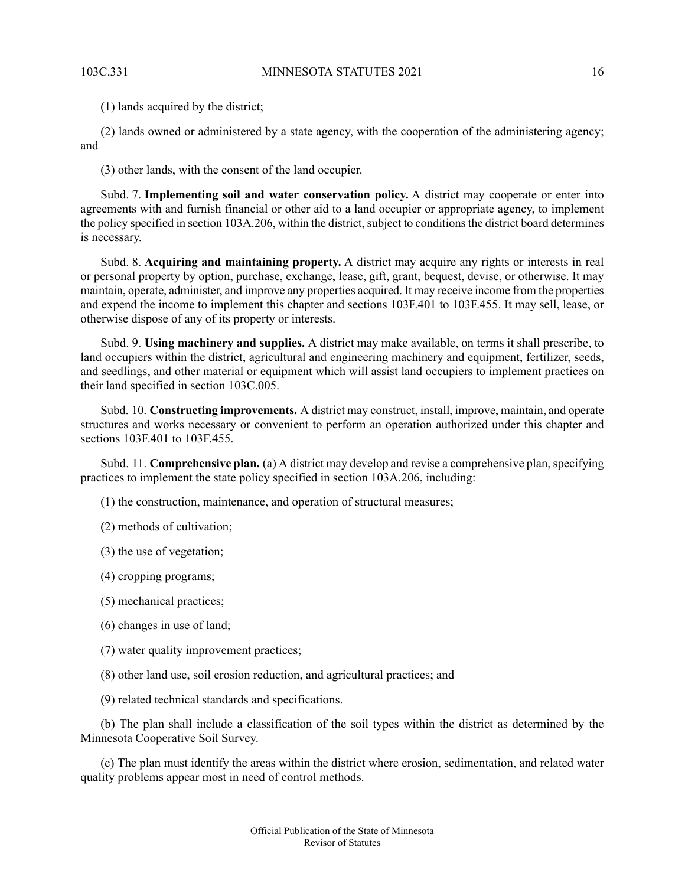(1) lands acquired by the district;

(2) lands owned or administered by a state agency, with the cooperation of the administering agency; and

(3) other lands, with the consent of the land occupier.

Subd. 7. **Implementing soil and water conservation policy.** A district may cooperate or enter into agreements with and furnish financial or other aid to a land occupier or appropriate agency, to implement the policy specified in section 103A.206, within the district, subject to conditions the district board determines is necessary.

Subd. 8. **Acquiring and maintaining property.** A district may acquire any rights or interests in real or personal property by option, purchase, exchange, lease, gift, grant, bequest, devise, or otherwise. It may maintain, operate, administer, and improve any properties acquired. It may receive income from the properties and expend the income to implement this chapter and sections 103F.401 to 103F.455. It may sell, lease, or otherwise dispose of any of its property or interests.

Subd. 9. **Using machinery and supplies.** A district may make available, on terms it shall prescribe, to land occupiers within the district, agricultural and engineering machinery and equipment, fertilizer, seeds, and seedlings, and other material or equipment which will assist land occupiers to implement practices on their land specified in section 103C.005.

Subd. 10. **Constructing improvements.** A district may construct, install, improve, maintain, and operate structures and works necessary or convenient to perform an operation authorized under this chapter and sections 103F.401 to 103F.455.

Subd. 11. **Comprehensive plan.** (a) A district may develop and revise a comprehensive plan, specifying practices to implement the state policy specified in section 103A.206, including:

(1) the construction, maintenance, and operation of structural measures;

(2) methods of cultivation;

(3) the use of vegetation;

(4) cropping programs;

(5) mechanical practices;

(6) changes in use of land;

(7) water quality improvement practices;

(8) other land use, soil erosion reduction, and agricultural practices; and

(9) related technical standards and specifications.

(b) The plan shall include a classification of the soil types within the district as determined by the Minnesota Cooperative Soil Survey.

(c) The plan must identify the areas within the district where erosion, sedimentation, and related water quality problems appear most in need of control methods.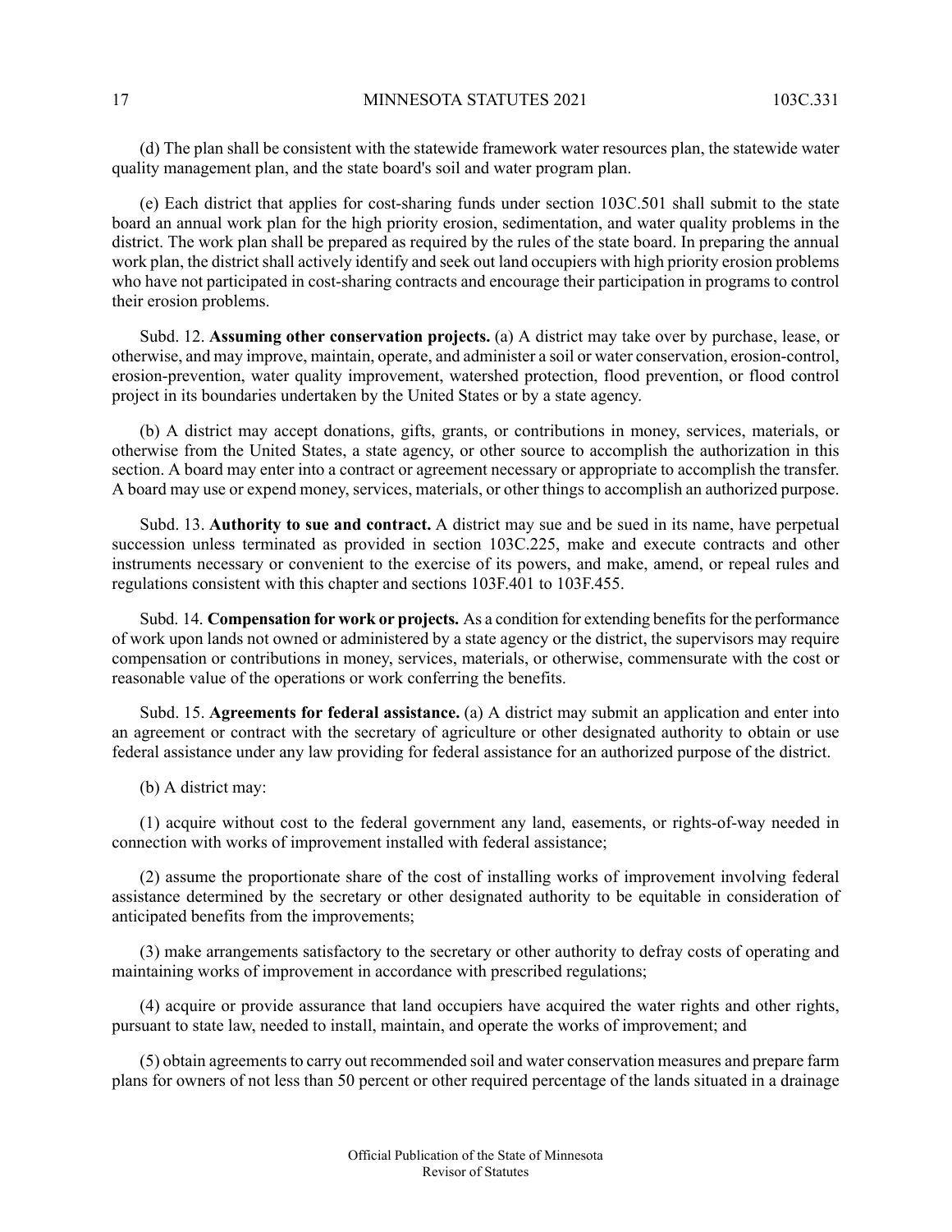(d) The plan shall be consistent with the statewide framework water resources plan, the statewide water quality management plan, and the state board's soil and water program plan.

(e) Each district that applies for cost-sharing funds under section 103C.501 shall submit to the state board an annual work plan for the high priority erosion, sedimentation, and water quality problems in the district. The work plan shall be prepared as required by the rules of the state board. In preparing the annual work plan, the district shall actively identify and seek out land occupiers with high priority erosion problems who have not participated in cost-sharing contracts and encourage their participation in programs to control their erosion problems.

Subd. 12. **Assuming other conservation projects.** (a) A district may take over by purchase, lease, or otherwise, and may improve, maintain, operate, and administer a soil or water conservation, erosion-control, erosion-prevention, water quality improvement, watershed protection, flood prevention, or flood control project in its boundaries undertaken by the United States or by a state agency.

(b) A district may accept donations, gifts, grants, or contributions in money, services, materials, or otherwise from the United States, a state agency, or other source to accomplish the authorization in this section. A board may enter into a contract or agreement necessary or appropriate to accomplish the transfer. A board may use or expend money, services, materials, or other things to accomplish an authorized purpose.

Subd. 13. **Authority to sue and contract.** A district may sue and be sued in its name, have perpetual succession unless terminated as provided in section 103C.225, make and execute contracts and other instruments necessary or convenient to the exercise of its powers, and make, amend, or repeal rules and regulations consistent with this chapter and sections 103F.401 to 103F.455.

Subd. 14. **Compensation for work or projects.** As a condition for extending benefits for the performance of work upon lands not owned or administered by a state agency or the district, the supervisors may require compensation or contributions in money, services, materials, or otherwise, commensurate with the cost or reasonable value of the operations or work conferring the benefits.

Subd. 15. **Agreements for federal assistance.** (a) A district may submit an application and enter into an agreement or contract with the secretary of agriculture or other designated authority to obtain or use federal assistance under any law providing for federal assistance for an authorized purpose of the district.

(b) A district may:

(1) acquire without cost to the federal government any land, easements, or rights-of-way needed in connection with works of improvement installed with federal assistance;

(2) assume the proportionate share of the cost of installing works of improvement involving federal assistance determined by the secretary or other designated authority to be equitable in consideration of anticipated benefits from the improvements;

(3) make arrangements satisfactory to the secretary or other authority to defray costs of operating and maintaining works of improvement in accordance with prescribed regulations;

(4) acquire or provide assurance that land occupiers have acquired the water rights and other rights, pursuant to state law, needed to install, maintain, and operate the works of improvement; and

(5) obtain agreements to carry out recommended soil and water conservation measures and prepare farm plans for owners of not less than 50 percent or other required percentage of the lands situated in a drainage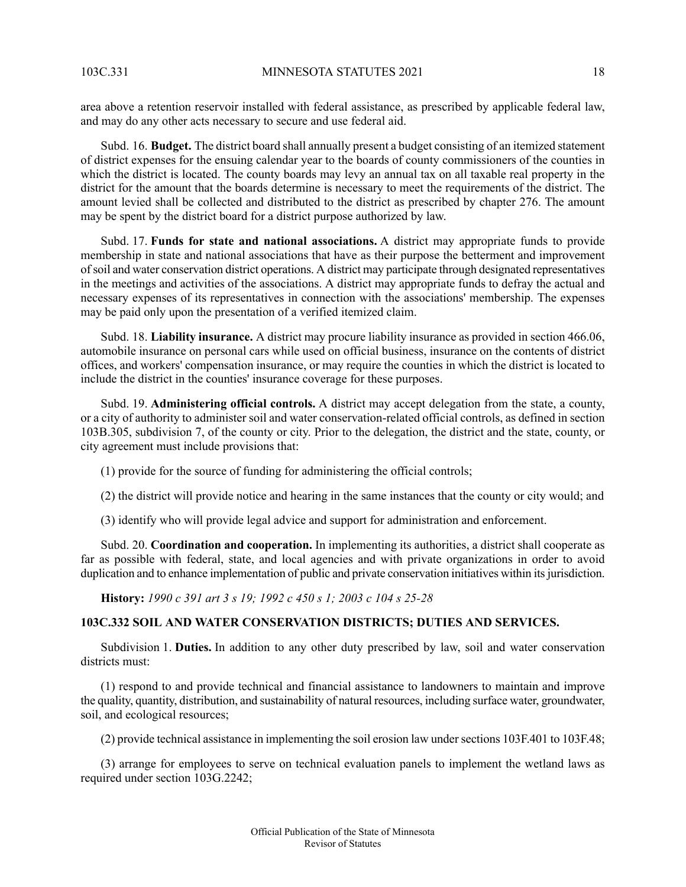area above a retention reservoir installed with federal assistance, as prescribed by applicable federal law, and may do any other acts necessary to secure and use federal aid.

Subd. 16. **Budget.** The district board shall annually present a budget consisting of an itemized statement of district expenses for the ensuing calendar year to the boards of county commissioners of the counties in which the district is located. The county boards may levy an annual tax on all taxable real property in the district for the amount that the boards determine is necessary to meet the requirements of the district. The amount levied shall be collected and distributed to the district as prescribed by chapter 276. The amount may be spent by the district board for a district purpose authorized by law.

Subd. 17. **Funds for state and national associations.** A district may appropriate funds to provide membership in state and national associations that have as their purpose the betterment and improvement of soil and water conservation district operations. A district may participate through designated representatives in the meetings and activities of the associations. A district may appropriate funds to defray the actual and necessary expenses of its representatives in connection with the associations' membership. The expenses may be paid only upon the presentation of a verified itemized claim.

Subd. 18. **Liability insurance.** A district may procure liability insurance as provided in section 466.06, automobile insurance on personal cars while used on official business, insurance on the contents of district offices, and workers' compensation insurance, or may require the counties in which the district is located to include the district in the counties' insurance coverage for these purposes.

Subd. 19. **Administering official controls.** A district may accept delegation from the state, a county, or a city of authority to administer soil and water conservation-related official controls, as defined in section 103B.305, subdivision 7, of the county or city. Prior to the delegation, the district and the state, county, or city agreement must include provisions that:

(1) provide for the source of funding for administering the official controls;

(2) the district will provide notice and hearing in the same instances that the county or city would; and

(3) identify who will provide legal advice and support for administration and enforcement.

Subd. 20. **Coordination and cooperation.** In implementing its authorities, a district shall cooperate as far as possible with federal, state, and local agencies and with private organizations in order to avoid duplication and to enhance implementation of public and private conservation initiatives within its jurisdiction.

**History:** *1990 c 391 art 3 s 19; 1992 c 450 s 1; 2003 c 104 s 25-28*

## 103C.332 SOIL AND WATER CONSERVATION DISTRICTS; DUTIES AND SERVICES.

Subdivision 1. **Duties.** In addition to any other duty prescribed by law, soil and water conservation districts must:

(1) respond to and provide technical and financial assistance to landowners to maintain and improve the quality, quantity, distribution, and sustainability of natural resources, including surface water, groundwater, soil, and ecological resources;

(2) provide technical assistance in implementing the soil erosion law under sections 103F.401 to 103F.48;

(3) arrange for employees to serve on technical evaluation panels to implement the wetland laws as required under section 103G.2242;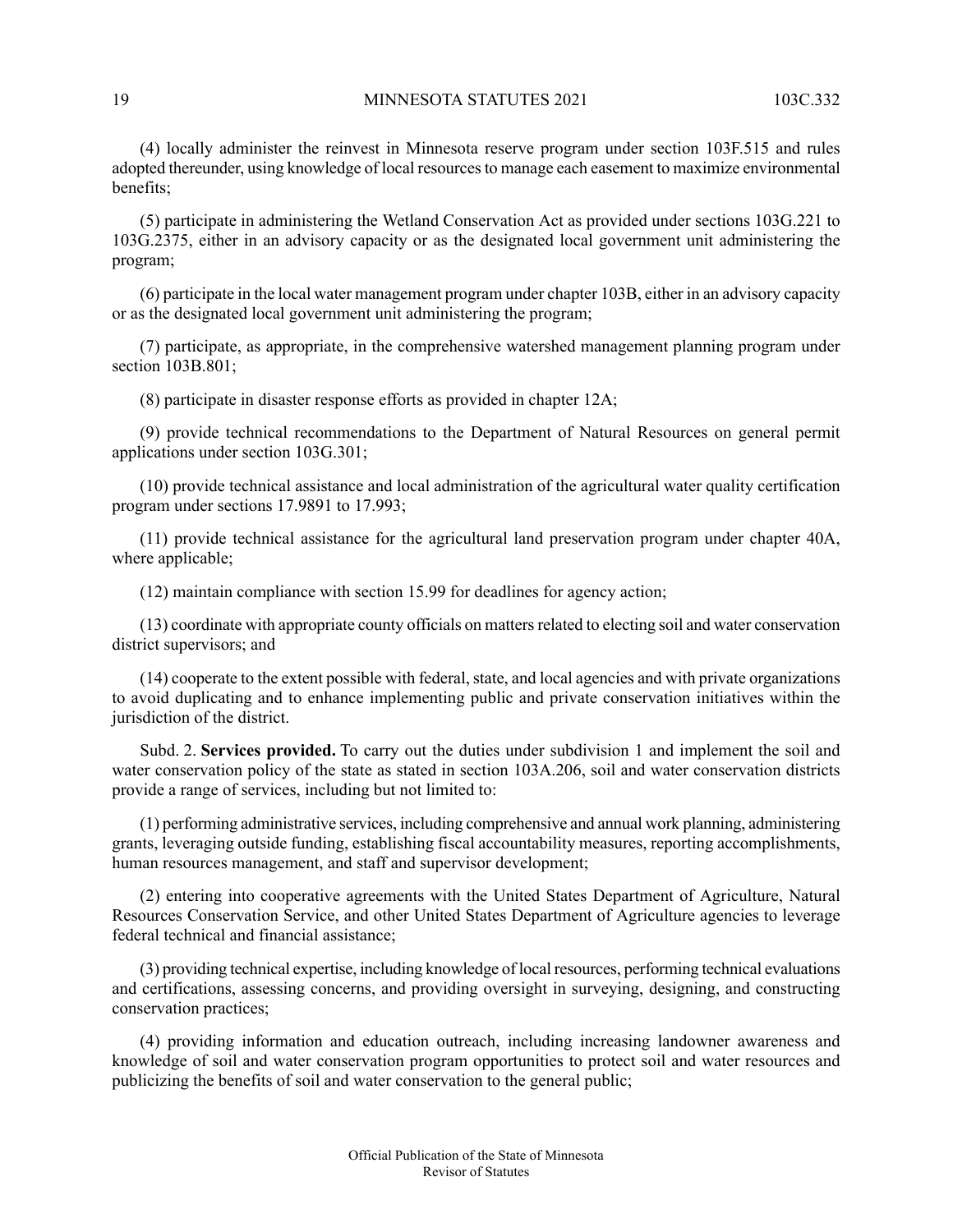(4) locally administer the reinvest in Minnesota reserve program under section 103F.515 and rules adopted thereunder, using knowledge of local resources to manage each easement to maximize environmental benefits;

(5) participate in administering the Wetland Conservation Act as provided under sections 103G.221 to 103G.2375, either in an advisory capacity or as the designated local government unit administering the program;

(6) participate in the local water management program under chapter 103B, either in an advisory capacity or as the designated local government unit administering the program;

(7) participate, as appropriate, in the comprehensive watershed management planning program under section 103B.801;

(8) participate in disaster response efforts as provided in chapter 12A;

(9) provide technical recommendations to the Department of Natural Resources on general permit applications under section 103G.301;

(10) provide technical assistance and local administration of the agricultural water quality certification program under sections 17.9891 to 17.993;

(11) provide technical assistance for the agricultural land preservation program under chapter 40A, where applicable;

(12) maintain compliance with section 15.99 for deadlines for agency action;

(13) coordinate with appropriate county officials on matters related to electing soil and water conservation district supervisors; and

(14) cooperate to the extent possible with federal, state, and local agencies and with private organizations to avoid duplicating and to enhance implementing public and private conservation initiatives within the jurisdiction of the district.

Subd. 2. **Services provided.** To carry out the duties under subdivision 1 and implement the soil and water conservation policy of the state as stated in section 103A.206, soil and water conservation districts provide a range of services, including but not limited to:

(1) performing administrative services, including comprehensive and annual work planning, administering grants, leveraging outside funding, establishing fiscal accountability measures, reporting accomplishments, human resources management, and staff and supervisor development;

(2) entering into cooperative agreements with the United States Department of Agriculture, Natural Resources Conservation Service, and other United States Department of Agriculture agencies to leverage federal technical and financial assistance;

(3) providing technical expertise, including knowledge of local resources, performing technical evaluations and certifications, assessing concerns, and providing oversight in surveying, designing, and constructing conservation practices;

(4) providing information and education outreach, including increasing landowner awareness and knowledge of soil and water conservation program opportunities to protect soil and water resources and publicizing the benefits of soil and water conservation to the general public;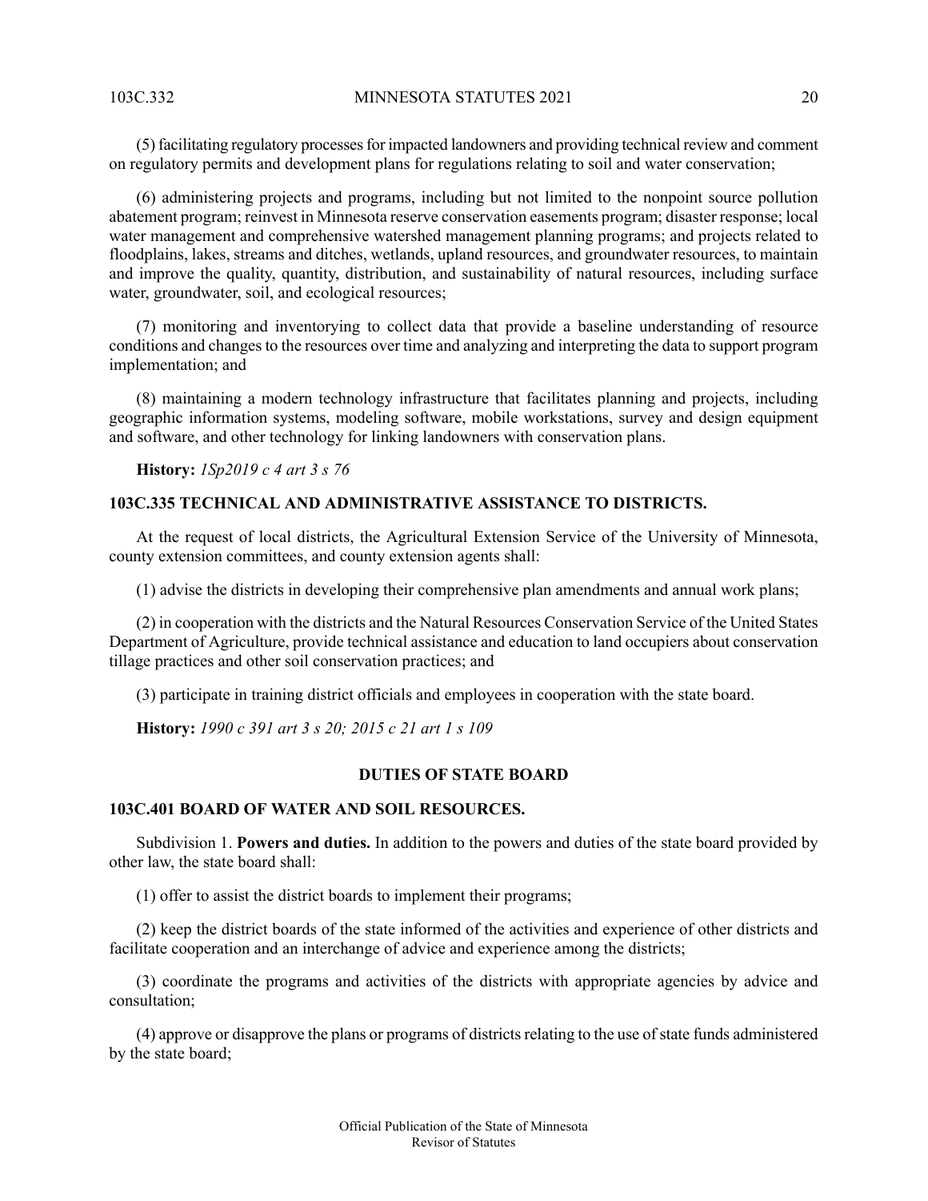(5) facilitating regulatory processes for impacted landowners and providing technical review and comment on regulatory permits and development plans for regulations relating to soil and water conservation;

(6) administering projects and programs, including but not limited to the nonpoint source pollution abatement program; reinvest in Minnesota reserve conservation easements program; disaster response; local water management and comprehensive watershed management planning programs; and projects related to floodplains, lakes, streams and ditches, wetlands, upland resources, and groundwater resources, to maintain and improve the quality, quantity, distribution, and sustainability of natural resources, including surface water, groundwater, soil, and ecological resources;

(7) monitoring and inventorying to collect data that provide a baseline understanding of resource conditions and changes to the resources over time and analyzing and interpreting the data to support program implementation; and

(8) maintaining a modern technology infrastructure that facilitates planning and projects, including geographic information systems, modeling software, mobile workstations, survey and design equipment and software, and other technology for linking landowners with conservation plans.

**History:** *1Sp2019 c 4 art 3 s 76*

### 103C.335 TECHNICAL AND ADMINISTRATIVE ASSISTANCE TO DISTRICTS.

At the request of local districts, the Agricultural Extension Service of the University of Minnesota, county extension committees, and county extension agents shall:

(1) advise the districts in developing their comprehensive plan amendments and annual work plans;

(2) in cooperation with the districts and the Natural Resources Conservation Service of the United States Department of Agriculture, provide technical assistance and education to land occupiers about conservation tillage practices and other soil conservation practices; and

(3) participate in training district officials and employees in cooperation with the state board.

**History:** *1990 c 391 art 3 s 20; 2015 c 21 art 1 s 109*

## DUTIES OF STATE BOARD

### 103C.401 BOARD OF WATER AND SOIL RESOURCES.

Subdivision 1. **Powers and duties.** In addition to the powers and duties of the state board provided by other law, the state board shall:

(1) offer to assist the district boards to implement their programs;

(2) keep the district boards of the state informed of the activities and experience of other districts and facilitate cooperation and an interchange of advice and experience among the districts;

(3) coordinate the programs and activities of the districts with appropriate agencies by advice and consultation;

(4) approve or disapprove the plans or programs of districts relating to the use of state funds administered by the state board;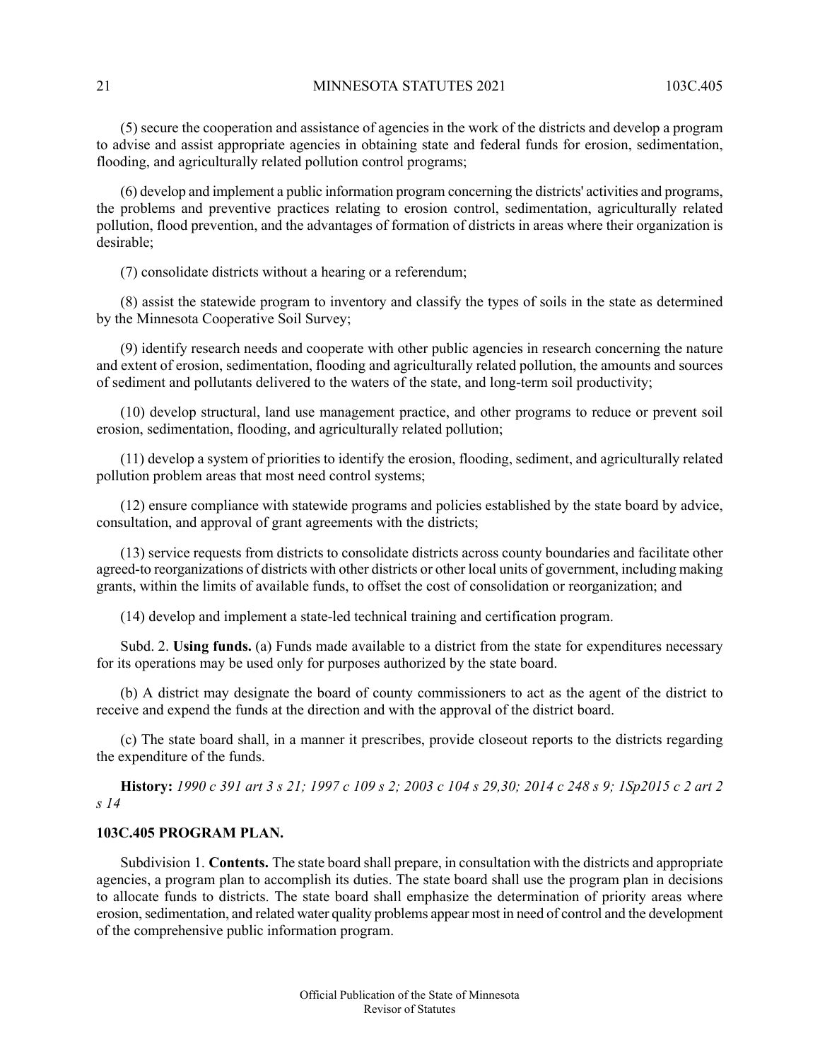(5) secure the cooperation and assistance of agencies in the work of the districts and develop a program to advise and assist appropriate agencies in obtaining state and federal funds for erosion, sedimentation, flooding, and agriculturally related pollution control programs;

(6) develop and implement a public information program concerning the districts' activities and programs, the problems and preventive practices relating to erosion control, sedimentation, agriculturally related pollution, flood prevention, and the advantages of formation of districts in areas where their organization is desirable;

(7) consolidate districts without a hearing or a referendum;

(8) assist the statewide program to inventory and classify the types of soils in the state as determined by the Minnesota Cooperative Soil Survey;

(9) identify research needs and cooperate with other public agencies in research concerning the nature and extent of erosion, sedimentation, flooding and agriculturally related pollution, the amounts and sources of sediment and pollutants delivered to the waters of the state, and long-term soil productivity;

(10) develop structural, land use management practice, and other programs to reduce or prevent soil erosion, sedimentation, flooding, and agriculturally related pollution;

(11) develop a system of priorities to identify the erosion, flooding, sediment, and agriculturally related pollution problem areas that most need control systems;

(12) ensure compliance with statewide programs and policies established by the state board by advice, consultation, and approval of grant agreements with the districts;

(13) service requests from districts to consolidate districts across county boundaries and facilitate other agreed-to reorganizations of districts with other districts or other local units of government, including making grants, within the limits of available funds, to offset the cost of consolidation or reorganization; and

(14) develop and implement a state-led technical training and certification program.

Subd. 2. **Using funds.** (a) Funds made available to a district from the state for expenditures necessary for its operations may be used only for purposes authorized by the state board.

(b) A district may designate the board of county commissioners to act as the agent of the district to receive and expend the funds at the direction and with the approval of the district board.

(c) The state board shall, in a manner it prescribes, provide closeout reports to the districts regarding the expenditure of the funds.

**History:** *1990 c 391 art 3 s 21; 1997 c 109 s 2; 2003 c 104 s 29,30; 2014 c 248 s 9; 1Sp2015 c 2 art 2 s 14*

### 103C.405 PROGRAM PLAN.

Subdivision 1. **Contents.** The state board shall prepare, in consultation with the districts and appropriate agencies, a program plan to accomplish its duties. The state board shall use the program plan in decisions to allocate funds to districts. The state board shall emphasize the determination of priority areas where erosion, sedimentation, and related water quality problems appear most in need of control and the development of the comprehensive public information program.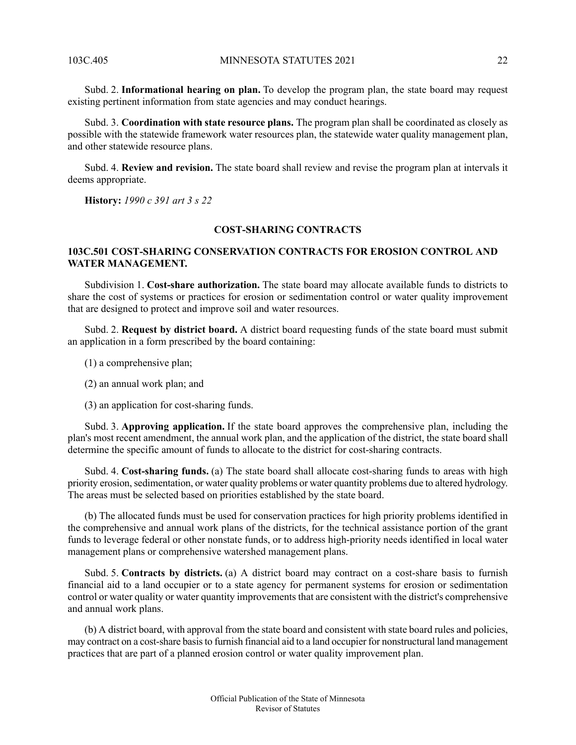Subd. 2. **Informational hearing on plan.** To develop the program plan, the state board may request existing pertinent information from state agencies and may conduct hearings.

Subd. 3. **Coordination with state resource plans.** The program plan shall be coordinated as closely as possible with the statewide framework water resources plan, the statewide water quality management plan, and other statewide resource plans.

Subd. 4. **Review and revision.** The state board shall review and revise the program plan at intervals it deems appropriate.

**History:** *1990 c 391 art 3 s 22*

## COST-SHARING CONTRACTS

### 103C.501 COST-SHARING CONSERVATION CONTRACTS FOR EROSION CONTROL AND WATER MANAGEMENT.

Subdivision 1. **Cost-share authorization.** The state board may allocate available funds to districts to share the cost of systems or practices for erosion or sedimentation control or water quality improvement that are designed to protect and improve soil and water resources.

Subd. 2. **Request by district board.** A district board requesting funds of the state board must submit an application in a form prescribed by the board containing:

(1) a comprehensive plan;

(2) an annual work plan; and

(3) an application for cost-sharing funds.

Subd. 3. **Approving application.** If the state board approves the comprehensive plan, including the plan's most recent amendment, the annual work plan, and the application of the district, the state board shall determine the specific amount of funds to allocate to the district for cost-sharing contracts.

Subd. 4. **Cost-sharing funds.** (a) The state board shall allocate cost-sharing funds to areas with high priority erosion, sedimentation, or water quality problems or water quantity problems due to altered hydrology. The areas must be selected based on priorities established by the state board.

(b) The allocated funds must be used for conservation practices for high priority problems identified in the comprehensive and annual work plans of the districts, for the technical assistance portion of the grant funds to leverage federal or other nonstate funds, or to address high-priority needs identified in local water management plans or comprehensive watershed management plans.

Subd. 5. **Contracts by districts.** (a) A district board may contract on a cost-share basis to furnish financial aid to a land occupier or to a state agency for permanent systems for erosion or sedimentation control or water quality or water quantity improvements that are consistent with the district's comprehensive and annual work plans.

(b) A district board, with approval from the state board and consistent with state board rules and policies, may contract on a cost-share basis to furnish financial aid to a land occupier for nonstructural land management practices that are part of a planned erosion control or water quality improvement plan.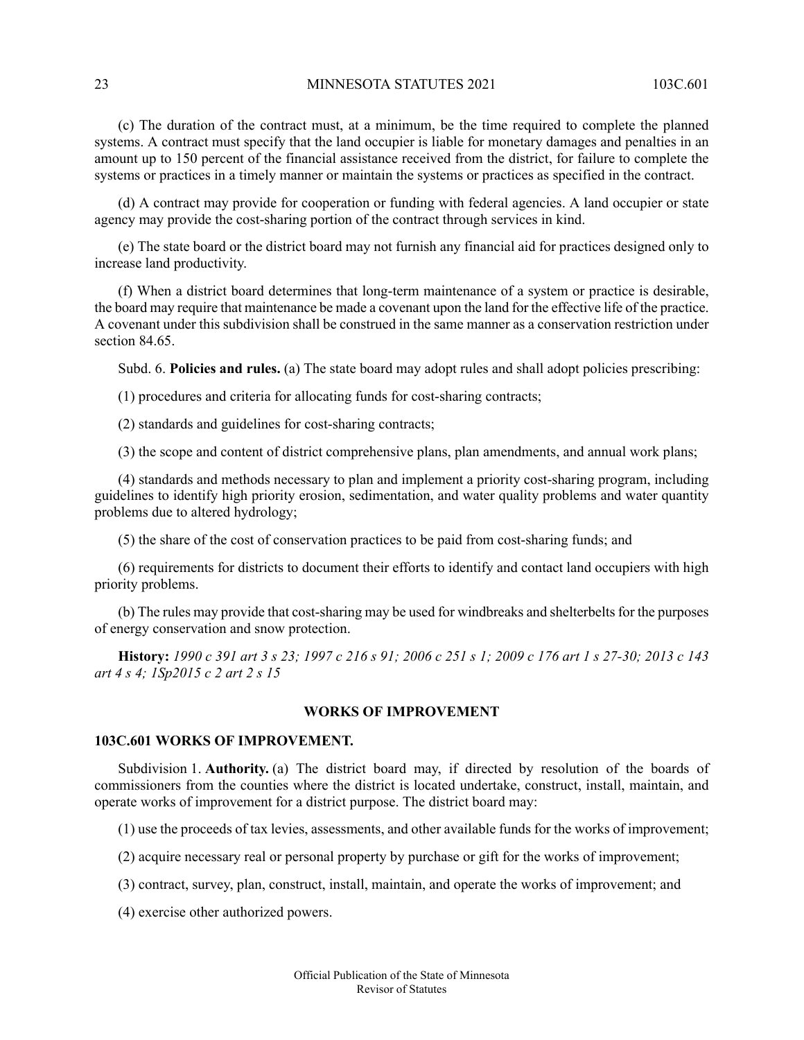(c) The duration of the contract must, at a minimum, be the time required to complete the planned systems. A contract must specify that the land occupier is liable for monetary damages and penalties in an amount up to 150 percent of the financial assistance received from the district, for failure to complete the systems or practices in a timely manner or maintain the systems or practices as specified in the contract.

(d) A contract may provide for cooperation or funding with federal agencies. A land occupier or state agency may provide the cost-sharing portion of the contract through services in kind.

(e) The state board or the district board may not furnish any financial aid for practices designed only to increase land productivity.

(f) When a district board determines that long-term maintenance of a system or practice is desirable, the board may require that maintenance be made a covenant upon the land for the effective life of the practice. A covenant under this subdivision shall be construed in the same manner as a conservation restriction under section 84.65.

Subd. 6. **Policies and rules.** (a) The state board may adopt rules and shall adopt policies prescribing:

(1) procedures and criteria for allocating funds for cost-sharing contracts;

(2) standards and guidelines for cost-sharing contracts;

(3) the scope and content of district comprehensive plans, plan amendments, and annual work plans;

(4) standards and methods necessary to plan and implement a priority cost-sharing program, including guidelines to identify high priority erosion, sedimentation, and water quality problems and water quantity problems due to altered hydrology;

(5) the share of the cost of conservation practices to be paid from cost-sharing funds; and

(6) requirements for districts to document their efforts to identify and contact land occupiers with high priority problems.

(b) The rules may provide that cost-sharing may be used for windbreaks and shelterbelts for the purposes of energy conservation and snow protection.

**History:** *1990 c 391 art 3 s 23; 1997 c 216 s 91; 2006 c 251 s 1; 2009 c 176 art 1 s 27-30; 2013 c 143 art 4 s 4; 1Sp2015 c 2 art 2 s 15*

## WORKS OF IMPROVEMENT

### 103C.601 WORKS OF IMPROVEMENT.

Subdivision 1. **Authority.** (a) The district board may, if directed by resolution of the boards of commissioners from the counties where the district is located undertake, construct, install, maintain, and operate works of improvement for a district purpose. The district board may:

(1) use the proceeds of tax levies, assessments, and other available funds for the works of improvement;

(2) acquire necessary real or personal property by purchase or gift for the works of improvement;

(3) contract, survey, plan, construct, install, maintain, and operate the works of improvement; and

(4) exercise other authorized powers.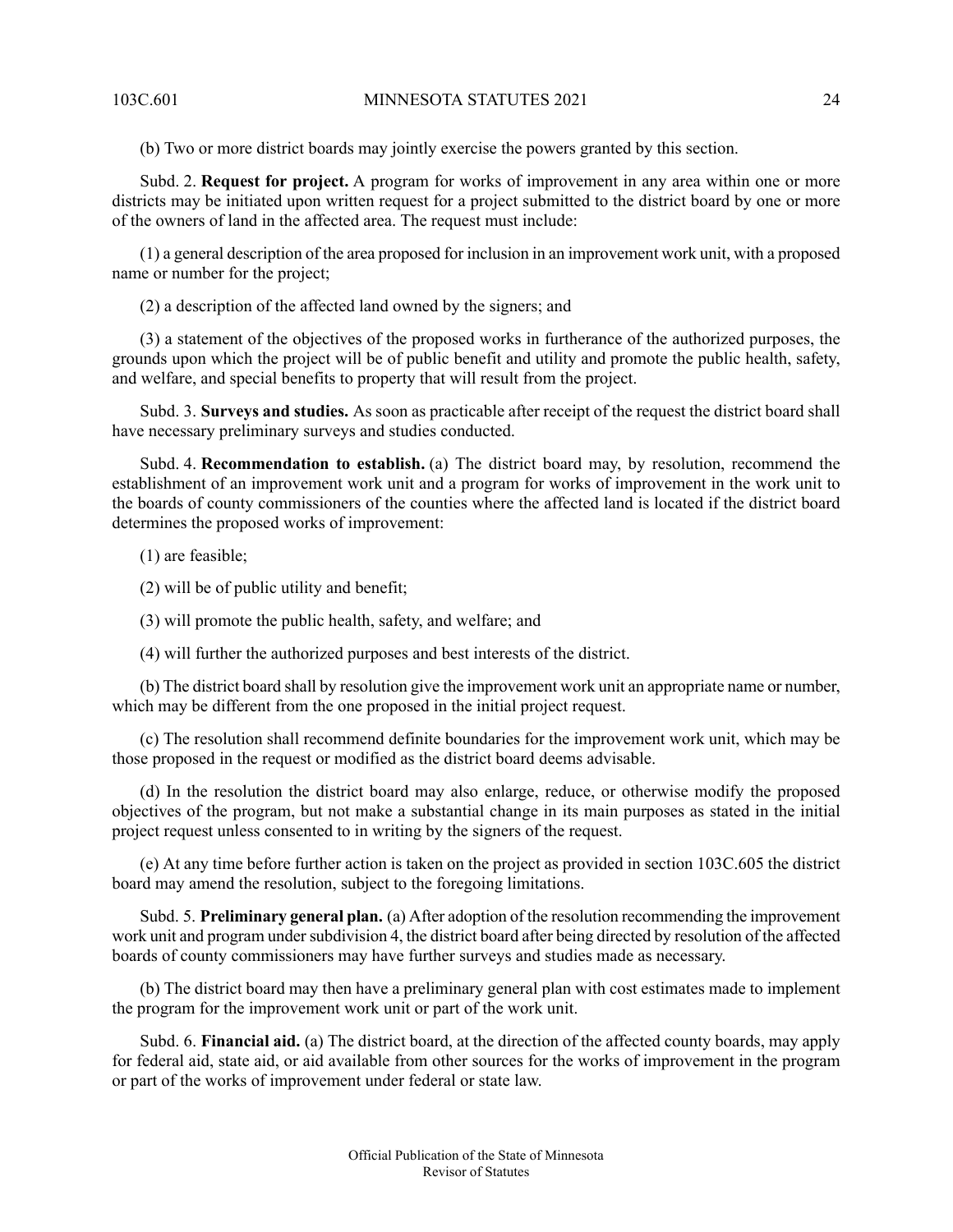(b) Two or more district boards may jointly exercise the powers granted by this section.

Subd. 2. **Request for project.** A program for works of improvement in any area within one or more districts may be initiated upon written request for a project submitted to the district board by one or more of the owners of land in the affected area. The request must include:

(1) a general description of the area proposed for inclusion in an improvement work unit, with a proposed name or number for the project;

(2) a description of the affected land owned by the signers; and

(3) a statement of the objectives of the proposed works in furtherance of the authorized purposes, the grounds upon which the project will be of public benefit and utility and promote the public health, safety, and welfare, and special benefits to property that will result from the project.

Subd. 3. **Surveys and studies.** As soon as practicable after receipt of the request the district board shall have necessary preliminary surveys and studies conducted.

Subd. 4. **Recommendation to establish.** (a) The district board may, by resolution, recommend the establishment of an improvement work unit and a program for works of improvement in the work unit to the boards of county commissioners of the counties where the affected land is located if the district board determines the proposed works of improvement:

(1) are feasible;

(2) will be of public utility and benefit;

(3) will promote the public health, safety, and welfare; and

(4) will further the authorized purposes and best interests of the district.

(b) The district board shall by resolution give the improvement work unit an appropriate name or number, which may be different from the one proposed in the initial project request.

(c) The resolution shall recommend definite boundaries for the improvement work unit, which may be those proposed in the request or modified as the district board deems advisable.

(d) In the resolution the district board may also enlarge, reduce, or otherwise modify the proposed objectives of the program, but not make a substantial change in its main purposes as stated in the initial project request unless consented to in writing by the signers of the request.

(e) At any time before further action is taken on the project as provided in section 103C.605 the district board may amend the resolution, subject to the foregoing limitations.

Subd. 5. **Preliminary general plan.** (a) After adoption of the resolution recommending the improvement work unit and program under subdivision 4, the district board after being directed by resolution of the affected boards of county commissioners may have further surveys and studies made as necessary.

(b) The district board may then have a preliminary general plan with cost estimates made to implement the program for the improvement work unit or part of the work unit.

Subd. 6. **Financial aid.** (a) The district board, at the direction of the affected county boards, may apply for federal aid, state aid, or aid available from other sources for the works of improvement in the program or part of the works of improvement under federal or state law.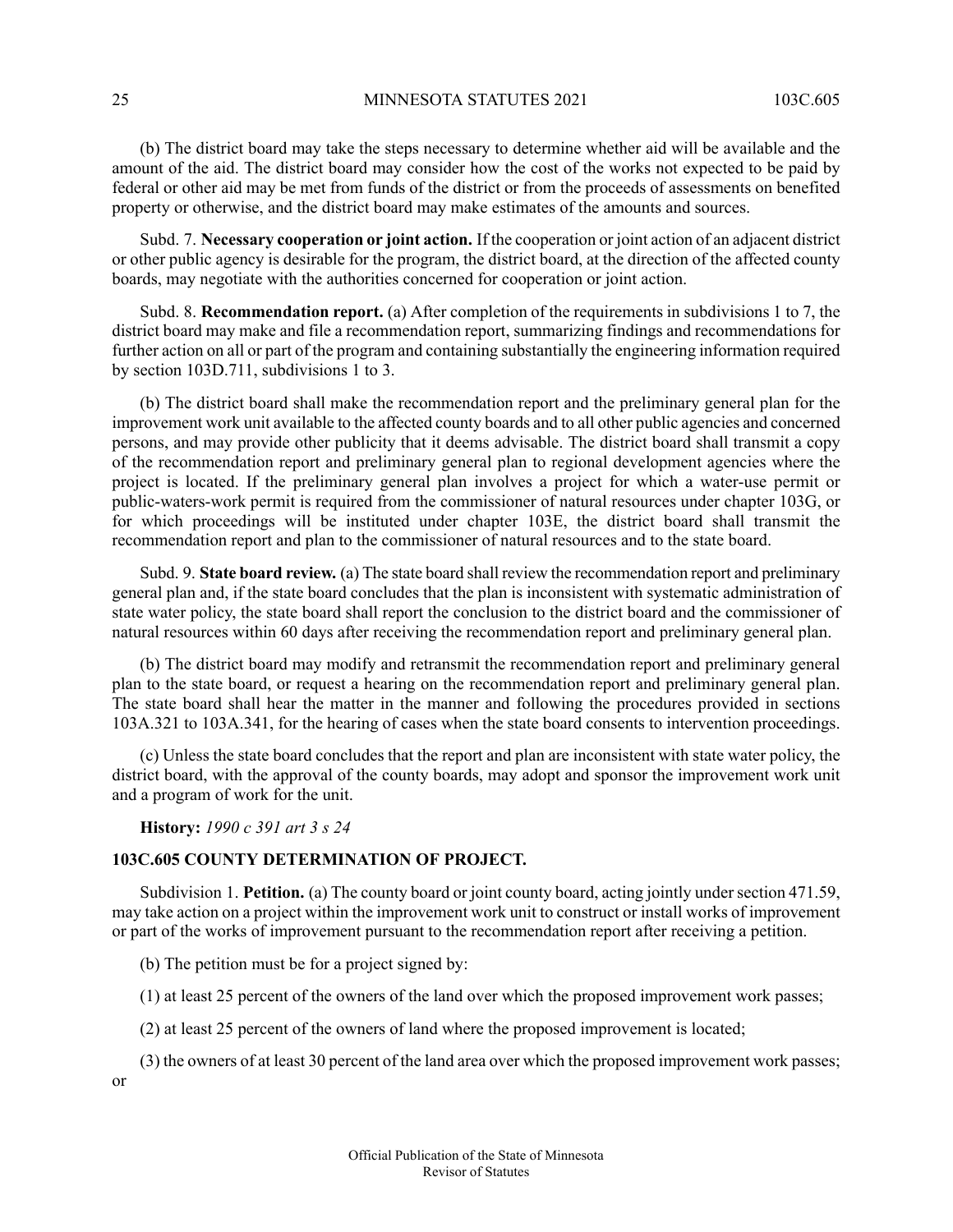(b) The district board may take the steps necessary to determine whether aid will be available and the amount of the aid. The district board may consider how the cost of the works not expected to be paid by federal or other aid may be met from funds of the district or from the proceeds of assessments on benefited property or otherwise, and the district board may make estimates of the amounts and sources.

Subd. 7. **Necessary cooperation or joint action.** If the cooperation or joint action of an adjacent district or other public agency is desirable for the program, the district board, at the direction of the affected county boards, may negotiate with the authorities concerned for cooperation or joint action.

Subd. 8. **Recommendation report.** (a) After completion of the requirements in subdivisions 1 to 7, the district board may make and file a recommendation report, summarizing findings and recommendations for further action on all or part of the program and containing substantially the engineering information required by section 103D.711, subdivisions 1 to 3.

(b) The district board shall make the recommendation report and the preliminary general plan for the improvement work unit available to the affected county boards and to all other public agencies and concerned persons, and may provide other publicity that it deems advisable. The district board shall transmit a copy of the recommendation report and preliminary general plan to regional development agencies where the project is located. If the preliminary general plan involves a project for which a water-use permit or public-waters-work permit is required from the commissioner of natural resources under chapter 103G, or for which proceedings will be instituted under chapter 103E, the district board shall transmit the recommendation report and plan to the commissioner of natural resources and to the state board.

Subd. 9. **State board review.** (a) The state board shall review the recommendation report and preliminary general plan and, if the state board concludes that the plan is inconsistent with systematic administration of state water policy, the state board shall report the conclusion to the district board and the commissioner of natural resources within 60 days after receiving the recommendation report and preliminary general plan.

(b) The district board may modify and retransmit the recommendation report and preliminary general plan to the state board, or request a hearing on the recommendation report and preliminary general plan. The state board shall hear the matter in the manner and following the procedures provided in sections 103A.321 to 103A.341, for the hearing of cases when the state board consents to intervention proceedings.

(c) Unless the state board concludes that the report and plan are inconsistent with state water policy, the district board, with the approval of the county boards, may adopt and sponsor the improvement work unit and a program of work for the unit.

**History:** *1990 c 391 art 3 s 24*

## 103C.605 COUNTY DETERMINATION OF PROJECT.

Subdivision 1. **Petition.** (a) The county board or joint county board, acting jointly under section 471.59, may take action on a project within the improvement work unit to construct or install works of improvement or part of the works of improvement pursuant to the recommendation report after receiving a petition.

(b) The petition must be for a project signed by:

(1) at least 25 percent of the owners of the land over which the proposed improvement work passes;

(2) at least 25 percent of the owners of land where the proposed improvement is located;

(3) the owners of at least 30 percent of the land area over which the proposed improvement work passes; or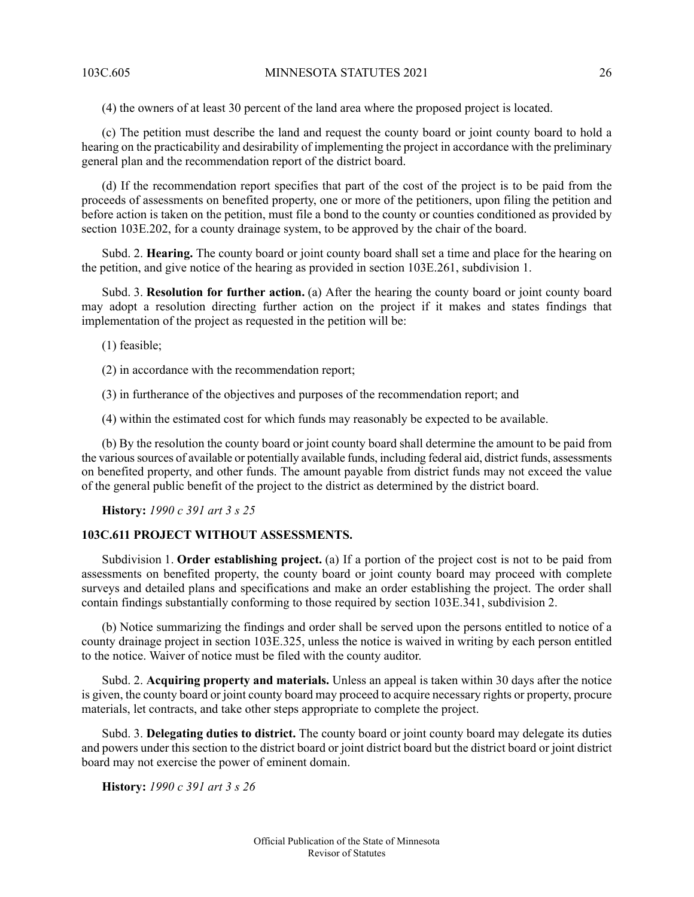(4) the owners of at least 30 percent of the land area where the proposed project is located.

(c) The petition must describe the land and request the county board or joint county board to hold a hearing on the practicability and desirability of implementing the project in accordance with the preliminary general plan and the recommendation report of the district board.

(d) If the recommendation report specifies that part of the cost of the project is to be paid from the proceeds of assessments on benefited property, one or more of the petitioners, upon filing the petition and before action is taken on the petition, must file a bond to the county or counties conditioned as provided by section 103E.202, for a county drainage system, to be approved by the chair of the board.

Subd. 2. **Hearing.** The county board or joint county board shall set a time and place for the hearing on the petition, and give notice of the hearing as provided in section 103E.261, subdivision 1.

Subd. 3. **Resolution for further action.** (a) After the hearing the county board or joint county board may adopt a resolution directing further action on the project if it makes and states findings that implementation of the project as requested in the petition will be:

(1) feasible;

(2) in accordance with the recommendation report;

(3) in furtherance of the objectives and purposes of the recommendation report; and

(4) within the estimated cost for which funds may reasonably be expected to be available.

(b) By the resolution the county board or joint county board shall determine the amount to be paid from the various sources of available or potentially available funds, including federal aid, district funds, assessments on benefited property, and other funds. The amount payable from district funds may not exceed the value of the general public benefit of the project to the district as determined by the district board.

**History:** *1990 c 391 art 3 s 25*

## 103C.611 PROJECT WITHOUT ASSESSMENTS.

Subdivision 1. **Order establishing project.** (a) If a portion of the project cost is not to be paid from assessments on benefited property, the county board or joint county board may proceed with complete surveys and detailed plans and specifications and make an order establishing the project. The order shall contain findings substantially conforming to those required by section 103E.341, subdivision 2.

(b) Notice summarizing the findings and order shall be served upon the persons entitled to notice of a county drainage project in section 103E.325, unless the notice is waived in writing by each person entitled to the notice. Waiver of notice must be filed with the county auditor.

Subd. 2. **Acquiring property and materials.** Unless an appeal is taken within 30 days after the notice is given, the county board or joint county board may proceed to acquire necessary rights or property, procure materials, let contracts, and take other steps appropriate to complete the project.

Subd. 3. **Delegating duties to district.** The county board or joint county board may delegate its duties and powers under this section to the district board or joint district board but the district board or joint district board may not exercise the power of eminent domain.

**History:** *1990 c 391 art 3 s 26*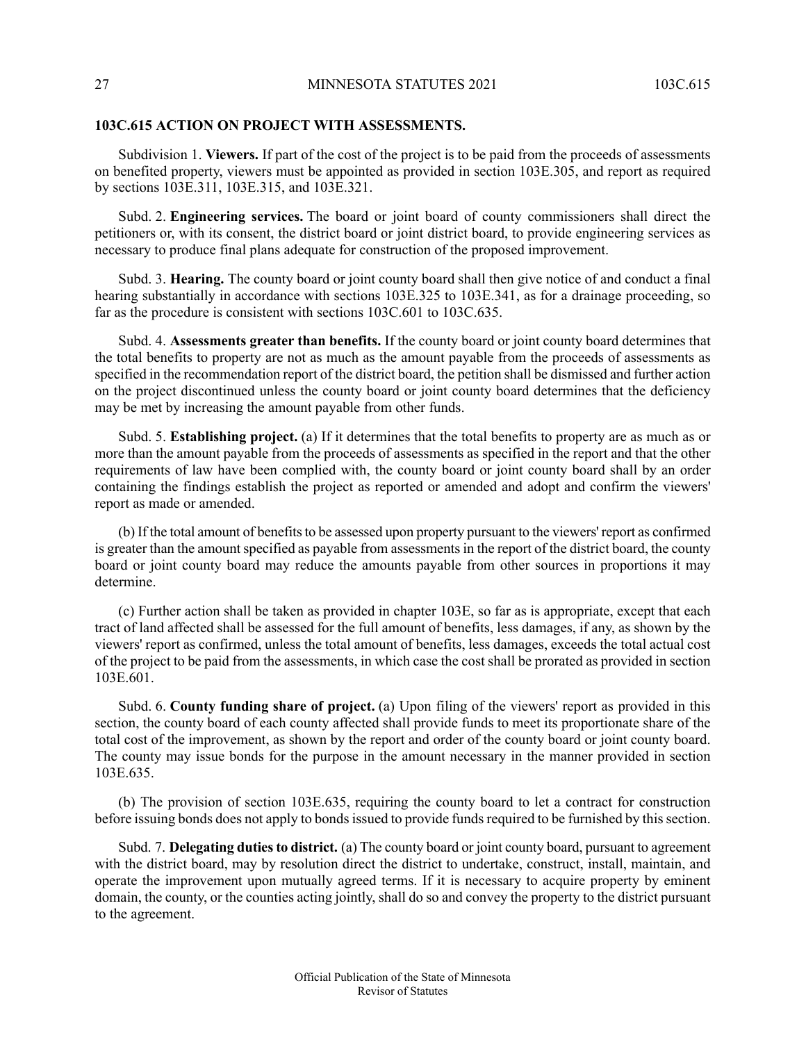**103C.615 ACTION ON PROJECT WITH ASSESSMENTS.**

Subdivision 1. **Viewers.** If part of the cost of the project is to be paid from the proceeds of assessments on benefited property, viewers must be appointed as provided in section 103E.305, and report as required by sections 103E.311, 103E.315, and 103E.321.

Subd. 2. **Engineering services.** The board or joint board of county commissioners shall direct the petitioners or, with its consent, the district board or joint district board, to provide engineering services as necessary to produce final plans adequate for construction of the proposed improvement.

Subd. 3. **Hearing.** The county board or joint county board shall then give notice of and conduct a final hearing substantially in accordance with sections 103E.325 to 103E.341, as for a drainage proceeding, so far as the procedure is consistent with sections 103C.601 to 103C.635.

Subd. 4. **Assessments greater than benefits.** If the county board or joint county board determines that the total benefits to property are not as much as the amount payable from the proceeds of assessments as specified in the recommendation report of the district board, the petition shall be dismissed and further action on the project discontinued unless the county board or joint county board determines that the deficiency may be met by increasing the amount payable from other funds.

Subd. 5. **Establishing project.** (a) If it determines that the total benefits to property are as much as or more than the amount payable from the proceeds of assessments as specified in the report and that the other requirements of law have been complied with, the county board or joint county board shall by an order containing the findings establish the project as reported or amended and adopt and confirm the viewers' report as made or amended.

(b) If the total amount of benefits to be assessed upon property pursuant to the viewers' report as confirmed is greater than the amount specified as payable from assessments in the report of the district board, the county board or joint county board may reduce the amounts payable from other sources in proportions it may determine.

(c) Further action shall be taken as provided in chapter 103E, so far as is appropriate, except that each tract of land affected shall be assessed for the full amount of benefits, less damages, if any, as shown by the viewers' report as confirmed, unless the total amount of benefits, less damages, exceeds the total actual cost of the project to be paid from the assessments, in which case the cost shall be prorated as provided in section 103E.601.

Subd. 6. **County funding share of project.** (a) Upon filing of the viewers' report as provided in this section, the county board of each county affected shall provide funds to meet its proportionate share of the total cost of the improvement, as shown by the report and order of the county board or joint county board. The county may issue bonds for the purpose in the amount necessary in the manner provided in section 103E.635.

(b) The provision of section 103E.635, requiring the county board to let a contract for construction before issuing bonds does not apply to bonds issued to provide funds required to be furnished by this section.

Subd. 7. **Delegating duties to district.** (a) The county board or joint county board, pursuant to agreement with the district board, may by resolution direct the district to undertake, construct, install, maintain, and operate the improvement upon mutually agreed terms. If it is necessary to acquire property by eminent domain, the county, or the counties acting jointly, shall do so and convey the property to the district pursuant to the agreement.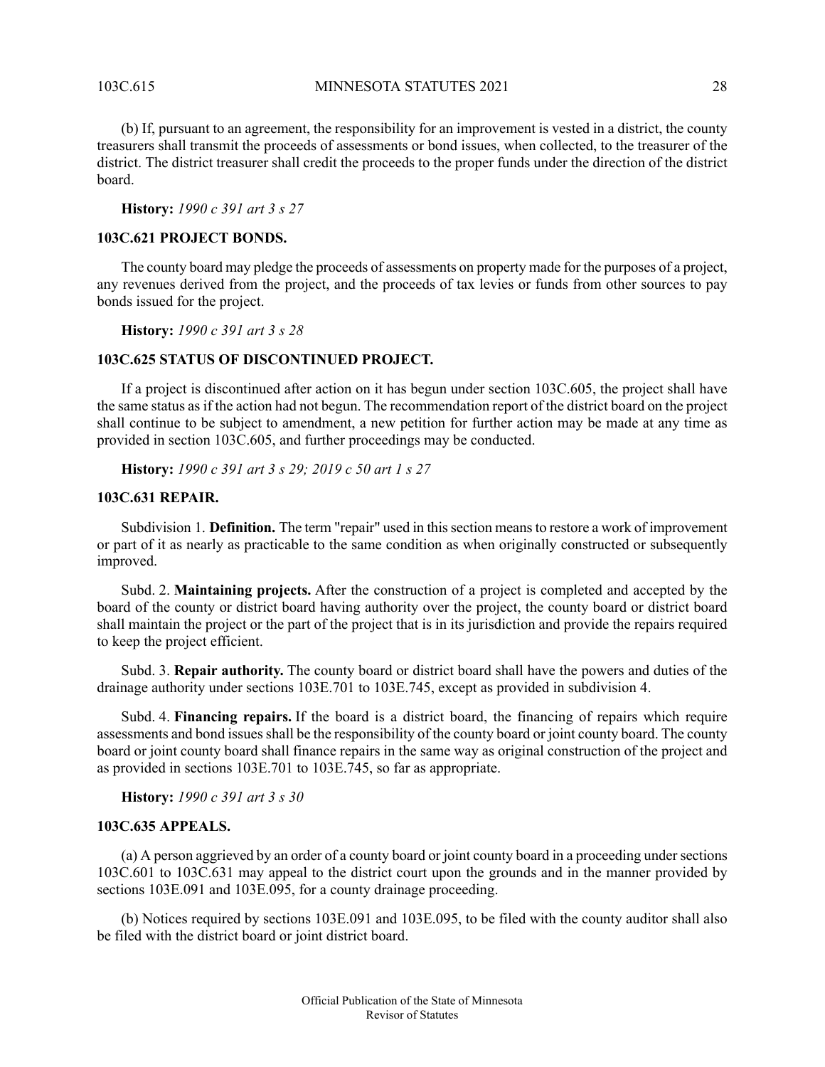(b) If, pursuant to an agreement, the responsibility for an improvement is vested in a district, the county treasurers shall transmit the proceeds of assessments or bond issues, when collected, to the treasurer of the district. The district treasurer shall credit the proceeds to the proper funds under the direction of the district board.

**History:** *1990 c 391 art 3 s 27*

### 103C.621 PROJECT BONDS.

The county board may pledge the proceeds of assessments on property made for the purposes of a project, any revenues derived from the project, and the proceeds of tax levies or funds from other sources to pay bonds issued for the project.

**History:** *1990 c 391 art 3 s 28*

### 103C.625 STATUS OF DISCONTINUED PROJECT.

If a project is discontinued after action on it has begun under section 103C.605, the project shall have the same status as if the action had not begun. The recommendation report of the district board on the project shall continue to be subject to amendment, a new petition for further action may be made at any time as provided in section 103C.605, and further proceedings may be conducted.

**History:** *1990 c 391 art 3 s 29; 2019 c 50 art 1 s 27*

### 103C.631 REPAIR.

Subdivision 1. **Definition.** The term "repair" used in this section means to restore a work of improvement or part of it as nearly as practicable to the same condition as when originally constructed or subsequently improved.

Subd. 2. **Maintaining projects.** After the construction of a project is completed and accepted by the board of the county or district board having authority over the project, the county board or district board shall maintain the project or the part of the project that is in its jurisdiction and provide the repairs required to keep the project efficient.

Subd. 3. **Repair authority.** The county board or district board shall have the powers and duties of the drainage authority under sections 103E.701 to 103E.745, except as provided in subdivision 4.

Subd. 4. **Financing repairs.** If the board is a district board, the financing of repairs which require assessments and bond issues shall be the responsibility of the county board or joint county board. The county board or joint county board shall finance repairs in the same way as original construction of the project and as provided in sections 103E.701 to 103E.745, so far as appropriate.

**History:** *1990 c 391 art 3 s 30*

### 103C.635 APPEALS.

(a) A person aggrieved by an order of a county board or joint county board in a proceeding under sections 103C.601 to 103C.631 may appeal to the district court upon the grounds and in the manner provided by sections 103E.091 and 103E.095, for a county drainage proceeding.

(b) Notices required by sections 103E.091 and 103E.095, to be filed with the county auditor shall also be filed with the district board or joint district board.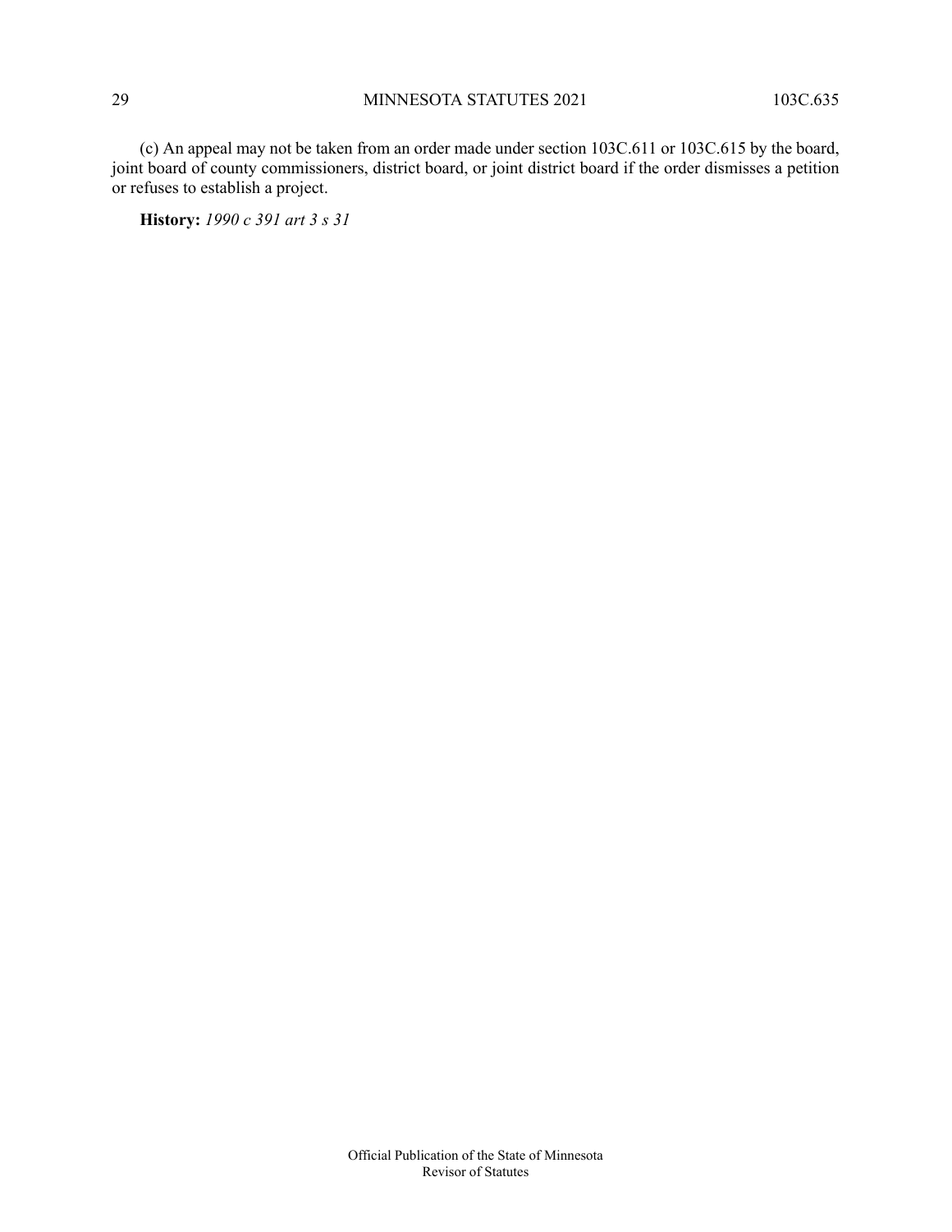(c) An appeal may not be taken from an order made under section 103C.611 or 103C.615 by the board, joint board of county commissioners, district board, or joint district board if the order dismisses a petition or refuses to establish a project.

**History:** *1990 c 391 art 3 s 31*